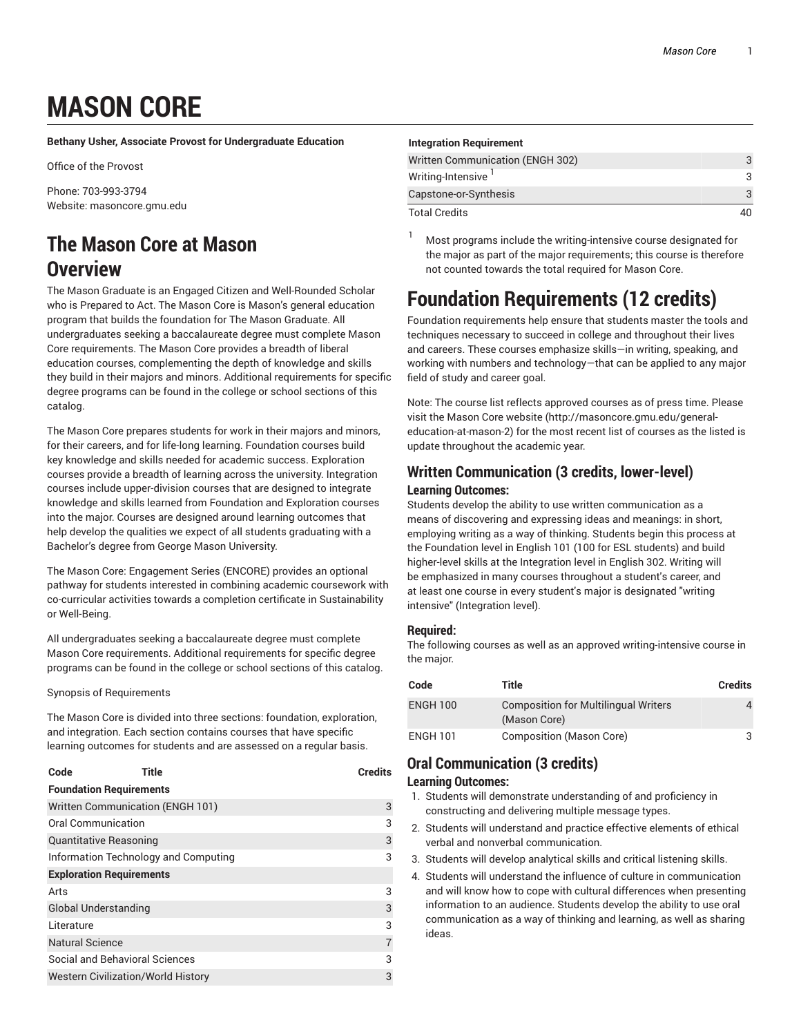# MASON CORE

**Bethany Usher, Associate Provost for Undergraduate Education**

Office of the Provost

Phone: 703-993-3794
Website: masoncore.gmu.edu

## The Mason Core at Mason Overview

The Mason Graduate is an Engaged Citizen and Well-Rounded Scholar who is Prepared to Act. The Mason Core is Mason's general education program that builds the foundation for The Mason Graduate. All undergraduates seeking a baccalaureate degree must complete Mason Core requirements. The Mason Core provides a breadth of liberal education courses, complementing the depth of knowledge and skills they build in their majors and minors. Additional requirements for specific degree programs can be found in the college or school sections of this catalog.

The Mason Core prepares students for work in their majors and minors, for their careers, and for life-long learning. Foundation courses build key knowledge and skills needed for academic success. Exploration courses provide a breadth of learning across the university. Integration courses include upper-division courses that are designed to integrate knowledge and skills learned from Foundation and Exploration courses into the major. Courses are designed around learning outcomes that help develop the qualities we expect of all students graduating with a Bachelor's degree from George Mason University.

The Mason Core: Engagement Series (ENCORE) provides an optional pathway for students interested in combining academic coursework with co-curricular activities towards a completion certificate in Sustainability or Well-Being.

All undergraduates seeking a baccalaureate degree must complete Mason Core requirements. Additional requirements for specific degree programs can be found in the college or school sections of this catalog.

Synopsis of Requirements

The Mason Core is divided into three sections: foundation, exploration, and integration. Each section contains courses that have specific learning outcomes for students and are assessed on a regular basis.

| Code | Title | Credits |
|---|---|---|
| **Foundation Requirements** | | |
| Written Communication (ENGH 101) | | 3 |
| Oral Communication | | 3 |
| Quantitative Reasoning | | 3 |
| Information Technology and Computing | | 3 |
| **Exploration Requirements** | | |
| Arts | | 3 |
| Global Understanding | | 3 |
| Literature | | 3 |
| Natural Science | | 7 |
| Social and Behavioral Sciences | | 3 |
| Western Civilization/World History | | 3 |
| **Integration Requirement** | | |
| Written Communication (ENGH 302) | | 3 |
| Writing-Intensive [1] | | 3 |
| Capstone-or-Synthesis | | 3 |
| Total Credits | | 40 |

[1] Most programs include the writing-intensive course designated for the major as part of the major requirements; this course is therefore not counted towards the total required for Mason Core.

# Foundation Requirements (12 credits)

Foundation requirements help ensure that students master the tools and techniques necessary to succeed in college and throughout their lives and careers. These courses emphasize skills—in writing, speaking, and working with numbers and technology—that can be applied to any major field of study and career goal.

Note: The course list reflects approved courses as of press time. Please visit the Mason Core website (http://masoncore.gmu.edu/general-education-at-mason-2) for the most recent list of courses as the listed is update throughout the academic year.

## Written Communication (3 credits, lower-level)

### Learning Outcomes:

Students develop the ability to use written communication as a means of discovering and expressing ideas and meanings: in short, employing writing as a way of thinking. Students begin this process at the Foundation level in English 101 (100 for ESL students) and build higher-level skills at the Integration level in English 302. Writing will be emphasized in many courses throughout a student's career, and at least one course in every student's major is designated "writing intensive" (Integration level).

### Required:

The following courses as well as an approved writing-intensive course in the major.

| Code | Title | Credits |
|---|---|---|
| ENGH 100 | Composition for Multilingual Writers (Mason Core) | 4 |
| ENGH 101 | Composition (Mason Core) | 3 |

## Oral Communication (3 credits)

### Learning Outcomes:

1. Students will demonstrate understanding of and proficiency in constructing and delivering multiple message types.
2. Students will understand and practice effective elements of ethical verbal and nonverbal communication.
3. Students will develop analytical skills and critical listening skills.
4. Students will understand the influence of culture in communication and will know how to cope with cultural differences when presenting information to an audience. Students develop the ability to use oral communication as a way of thinking and learning, as well as sharing ideas.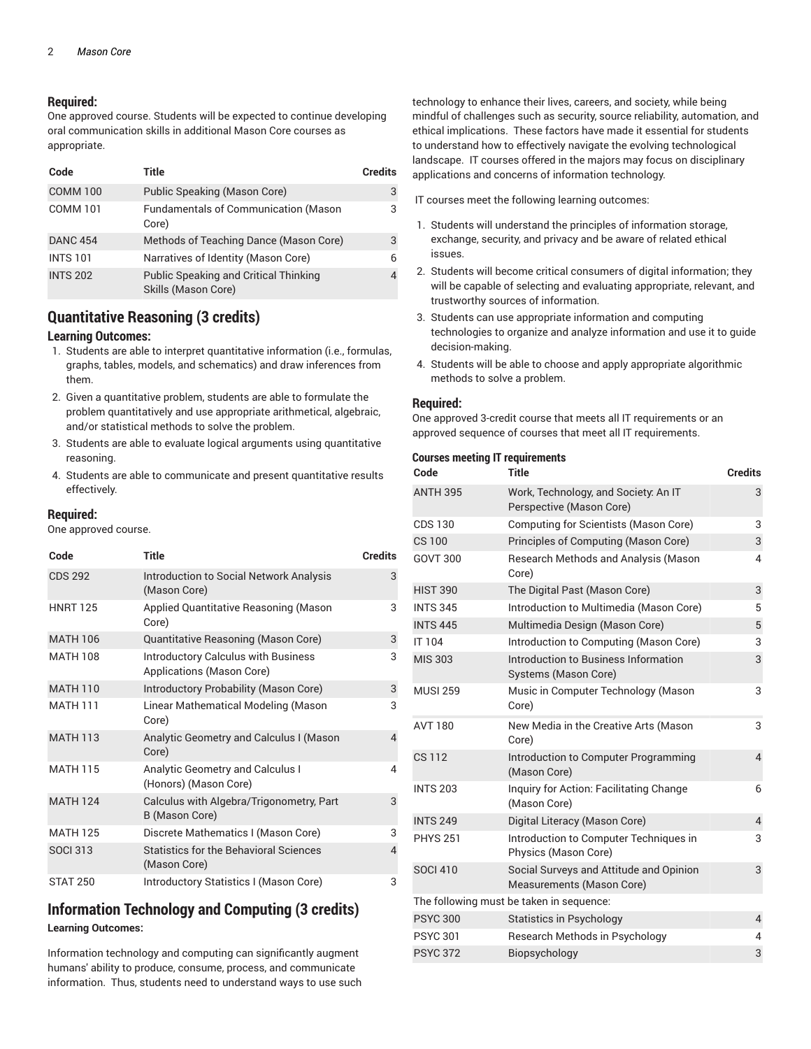**Required:**

One approved course. Students will be expected to continue developing oral communication skills in additional Mason Core courses as appropriate.

| Code | Title | Credits |
|---|---|---|
| COMM 100 | Public Speaking (Mason Core) | 3 |
| COMM 101 | Fundamentals of Communication (Mason Core) | 3 |
| DANC 454 | Methods of Teaching Dance (Mason Core) | 3 |
| INTS 101 | Narratives of Identity (Mason Core) | 6 |
| INTS 202 | Public Speaking and Critical Thinking Skills (Mason Core) | 4 |

## Quantitative Reasoning (3 credits)

### Learning Outcomes:

1. Students are able to interpret quantitative information (i.e., formulas, graphs, tables, models, and schematics) and draw inferences from them.
2. Given a quantitative problem, students are able to formulate the problem quantitatively and use appropriate arithmetical, algebraic, and/or statistical methods to solve the problem.
3. Students are able to evaluate logical arguments using quantitative reasoning.
4. Students are able to communicate and present quantitative results effectively.

### Required:

One approved course.

| Code | Title | Credits |
|---|---|---|
| CDS 292 | Introduction to Social Network Analysis (Mason Core) | 3 |
| HNRT 125 | Applied Quantitative Reasoning (Mason Core) | 3 |
| MATH 106 | Quantitative Reasoning (Mason Core) | 3 |
| MATH 108 | Introductory Calculus with Business Applications (Mason Core) | 3 |
| MATH 110 | Introductory Probability (Mason Core) | 3 |
| MATH 111 | Linear Mathematical Modeling (Mason Core) | 3 |
| MATH 113 | Analytic Geometry and Calculus I (Mason Core) | 4 |
| MATH 115 | Analytic Geometry and Calculus I (Honors) (Mason Core) | 4 |
| MATH 124 | Calculus with Algebra/Trigonometry, Part B (Mason Core) | 3 |
| MATH 125 | Discrete Mathematics I (Mason Core) | 3 |
| SOCI 313 | Statistics for the Behavioral Sciences (Mason Core) | 4 |
| STAT 250 | Introductory Statistics I (Mason Core) | 3 |

## Information Technology and Computing (3 credits)

**Learning Outcomes:**

Information technology and computing can significantly augment humans' ability to produce, consume, process, and communicate information. Thus, students need to understand ways to use such technology to enhance their lives, careers, and society, while being mindful of challenges such as security, source reliability, automation, and ethical implications. These factors have made it essential for students to understand how to effectively navigate the evolving technological landscape. IT courses offered in the majors may focus on disciplinary applications and concerns of information technology.

IT courses meet the following learning outcomes:

1. Students will understand the principles of information storage, exchange, security, and privacy and be aware of related ethical issues.
2. Students will become critical consumers of digital information; they will be capable of selecting and evaluating appropriate, relevant, and trustworthy sources of information.
3. Students can use appropriate information and computing technologies to organize and analyze information and use it to guide decision-making.
4. Students will be able to choose and apply appropriate algorithmic methods to solve a problem.

### Required:

One approved 3-credit course that meets all IT requirements or an approved sequence of courses that meet all IT requirements.

#### Courses meeting IT requirements

| Code | Title | Credits |
|---|---|---|
| ANTH 395 | Work, Technology, and Society: An IT Perspective (Mason Core) | 3 |
| CDS 130 | Computing for Scientists (Mason Core) | 3 |
| CS 100 | Principles of Computing (Mason Core) | 3 |
| GOVT 300 | Research Methods and Analysis (Mason Core) | 4 |
| HIST 390 | The Digital Past (Mason Core) | 3 |
| INTS 345 | Introduction to Multimedia (Mason Core) | 5 |
| INTS 445 | Multimedia Design (Mason Core) | 5 |
| IT 104 | Introduction to Computing (Mason Core) | 3 |
| MIS 303 | Introduction to Business Information Systems (Mason Core) | 3 |
| MUSI 259 | Music in Computer Technology (Mason Core) | 3 |
| AVT 180 | New Media in the Creative Arts (Mason Core) | 3 |
| CS 112 | Introduction to Computer Programming (Mason Core) | 4 |
| INTS 203 | Inquiry for Action: Facilitating Change (Mason Core) | 6 |
| INTS 249 | Digital Literacy (Mason Core) | 4 |
| PHYS 251 | Introduction to Computer Techniques in Physics (Mason Core) | 3 |
| SOCI 410 | Social Surveys and Attitude and Opinion Measurements (Mason Core) | 3 |
| The following must be taken in sequence: | | |
| PSYC 300 | Statistics in Psychology | 4 |
| PSYC 301 | Research Methods in Psychology | 4 |
| PSYC 372 | Biopsychology | 3 |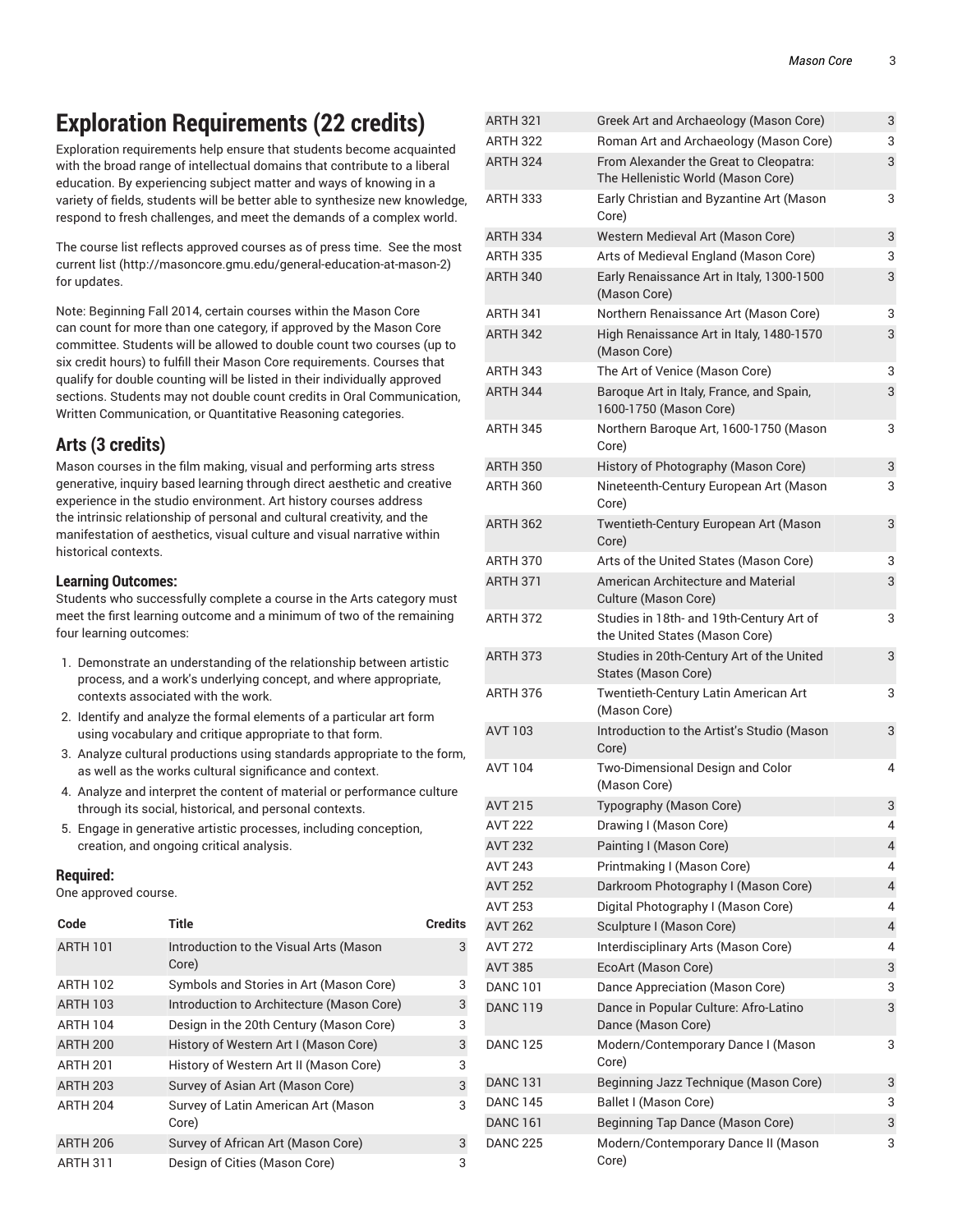## Exploration Requirements (22 credits)

Exploration requirements help ensure that students become acquainted with the broad range of intellectual domains that contribute to a liberal education. By experiencing subject matter and ways of knowing in a variety of fields, students will be better able to synthesize new knowledge, respond to fresh challenges, and meet the demands of a complex world.

The course list reflects approved courses as of press time. See the most current list (http://masoncore.gmu.edu/general-education-at-mason-2) for updates.

Note: Beginning Fall 2014, certain courses within the Mason Core can count for more than one category, if approved by the Mason Core committee. Students will be allowed to double count two courses (up to six credit hours) to fulfill their Mason Core requirements. Courses that qualify for double counting will be listed in their individually approved sections. Students may not double count credits in Oral Communication, Written Communication, or Quantitative Reasoning categories.

### Arts (3 credits)

Mason courses in the film making, visual and performing arts stress generative, inquiry based learning through direct aesthetic and creative experience in the studio environment. Art history courses address the intrinsic relationship of personal and cultural creativity, and the manifestation of aesthetics, visual culture and visual narrative within historical contexts.

#### Learning Outcomes:

Students who successfully complete a course in the Arts category must meet the first learning outcome and a minimum of two of the remaining four learning outcomes:

1. Demonstrate an understanding of the relationship between artistic process, and a work's underlying concept, and where appropriate, contexts associated with the work.
2. Identify and analyze the formal elements of a particular art form using vocabulary and critique appropriate to that form.
3. Analyze cultural productions using standards appropriate to the form, as well as the works cultural significance and context.
4. Analyze and interpret the content of material or performance culture through its social, historical, and personal contexts.
5. Engage in generative artistic processes, including conception, creation, and ongoing critical analysis.

#### Required:

One approved course.

| Code | Title | Credits |
|---|---|---|
| ARTH 101 | Introduction to the Visual Arts (Mason Core) | 3 |
| ARTH 102 | Symbols and Stories in Art (Mason Core) | 3 |
| ARTH 103 | Introduction to Architecture (Mason Core) | 3 |
| ARTH 104 | Design in the 20th Century (Mason Core) | 3 |
| ARTH 200 | History of Western Art I (Mason Core) | 3 |
| ARTH 201 | History of Western Art II (Mason Core) | 3 |
| ARTH 203 | Survey of Asian Art (Mason Core) | 3 |
| ARTH 204 | Survey of Latin American Art (Mason Core) | 3 |
| ARTH 206 | Survey of African Art (Mason Core) | 3 |
| ARTH 311 | Design of Cities (Mason Core) | 3 |
| ARTH 321 | Greek Art and Archaeology (Mason Core) | 3 |
| ARTH 322 | Roman Art and Archaeology (Mason Core) | 3 |
| ARTH 324 | From Alexander the Great to Cleopatra: The Hellenistic World (Mason Core) | 3 |
| ARTH 333 | Early Christian and Byzantine Art (Mason Core) | 3 |
| ARTH 334 | Western Medieval Art (Mason Core) | 3 |
| ARTH 335 | Arts of Medieval England (Mason Core) | 3 |
| ARTH 340 | Early Renaissance Art in Italy, 1300-1500 (Mason Core) | 3 |
| ARTH 341 | Northern Renaissance Art (Mason Core) | 3 |
| ARTH 342 | High Renaissance Art in Italy, 1480-1570 (Mason Core) | 3 |
| ARTH 343 | The Art of Venice (Mason Core) | 3 |
| ARTH 344 | Baroque Art in Italy, France, and Spain, 1600-1750 (Mason Core) | 3 |
| ARTH 345 | Northern Baroque Art, 1600-1750 (Mason Core) | 3 |
| ARTH 350 | History of Photography (Mason Core) | 3 |
| ARTH 360 | Nineteenth-Century European Art (Mason Core) | 3 |
| ARTH 362 | Twentieth-Century European Art (Mason Core) | 3 |
| ARTH 370 | Arts of the United States (Mason Core) | 3 |
| ARTH 371 | American Architecture and Material Culture (Mason Core) | 3 |
| ARTH 372 | Studies in 18th- and 19th-Century Art of the United States (Mason Core) | 3 |
| ARTH 373 | Studies in 20th-Century Art of the United States (Mason Core) | 3 |
| ARTH 376 | Twentieth-Century Latin American Art (Mason Core) | 3 |
| AVT 103 | Introduction to the Artist's Studio (Mason Core) | 3 |
| AVT 104 | Two-Dimensional Design and Color (Mason Core) | 4 |
| AVT 215 | Typography (Mason Core) | 3 |
| AVT 222 | Drawing I (Mason Core) | 4 |
| AVT 232 | Painting I (Mason Core) | 4 |
| AVT 243 | Printmaking I (Mason Core) | 4 |
| AVT 252 | Darkroom Photography I (Mason Core) | 4 |
| AVT 253 | Digital Photography I (Mason Core) | 4 |
| AVT 262 | Sculpture I (Mason Core) | 4 |
| AVT 272 | Interdisciplinary Arts (Mason Core) | 4 |
| AVT 385 | EcoArt (Mason Core) | 3 |
| DANC 101 | Dance Appreciation (Mason Core) | 3 |
| DANC 119 | Dance in Popular Culture: Afro-Latino Dance (Mason Core) | 3 |
| DANC 125 | Modern/Contemporary Dance I (Mason Core) | 3 |
| DANC 131 | Beginning Jazz Technique (Mason Core) | 3 |
| DANC 145 | Ballet I (Mason Core) | 3 |
| DANC 161 | Beginning Tap Dance (Mason Core) | 3 |
| DANC 225 | Modern/Contemporary Dance II (Mason Core) | 3 |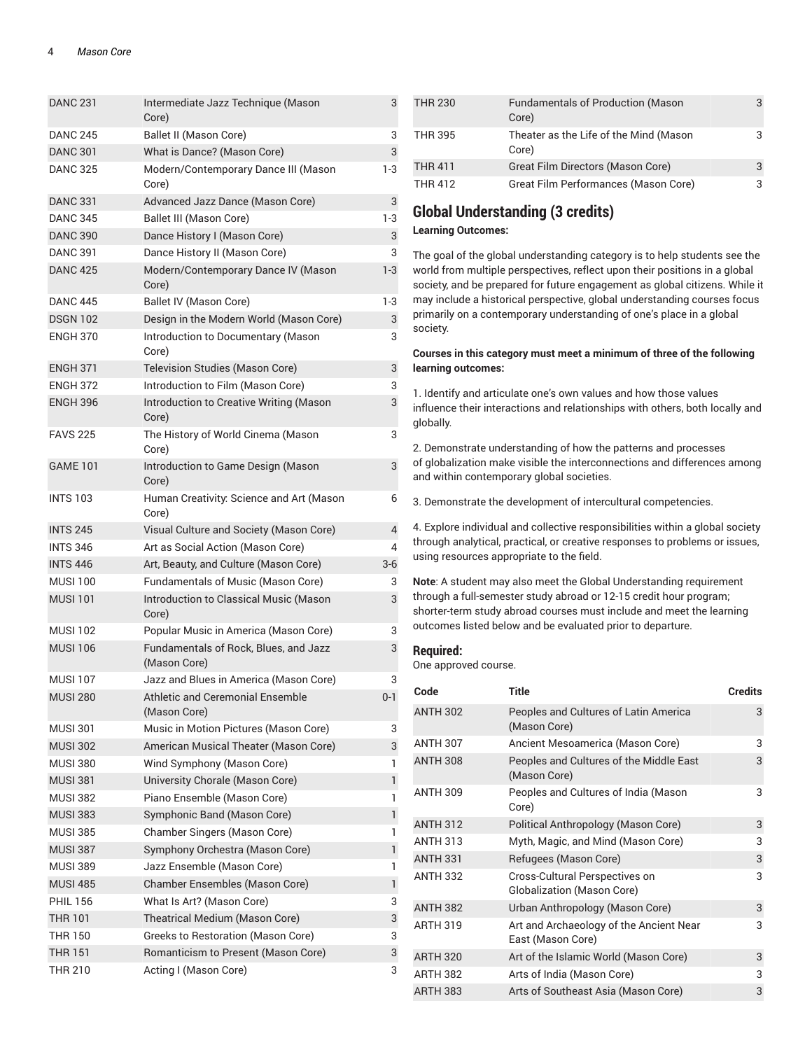| DANC 231 | Intermediate Jazz Technique (Mason Core) | 3 |
|---|---|---|
| DANC 245 | Ballet II (Mason Core) | 3 |
| DANC 301 | What is Dance? (Mason Core) | 3 |
| DANC 325 | Modern/Contemporary Dance III (Mason Core) | 1-3 |
| DANC 331 | Advanced Jazz Dance (Mason Core) | 3 |
| DANC 345 | Ballet III (Mason Core) | 1-3 |
| DANC 390 | Dance History I (Mason Core) | 3 |
| DANC 391 | Dance History II (Mason Core) | 3 |
| DANC 425 | Modern/Contemporary Dance IV (Mason Core) | 1-3 |
| DANC 445 | Ballet IV (Mason Core) | 1-3 |
| DSGN 102 | Design in the Modern World (Mason Core) | 3 |
| ENGH 370 | Introduction to Documentary (Mason Core) | 3 |
| ENGH 371 | Television Studies (Mason Core) | 3 |
| ENGH 372 | Introduction to Film (Mason Core) | 3 |
| ENGH 396 | Introduction to Creative Writing (Mason Core) | 3 |
| FAVS 225 | The History of World Cinema (Mason Core) | 3 |
| GAME 101 | Introduction to Game Design (Mason Core) | 3 |
| INTS 103 | Human Creativity: Science and Art (Mason Core) | 6 |
| INTS 245 | Visual Culture and Society (Mason Core) | 4 |
| INTS 346 | Art as Social Action (Mason Core) | 4 |
| INTS 446 | Art, Beauty, and Culture (Mason Core) | 3-6 |
| MUSI 100 | Fundamentals of Music (Mason Core) | 3 |
| MUSI 101 | Introduction to Classical Music (Mason Core) | 3 |
| MUSI 102 | Popular Music in America (Mason Core) | 3 |
| MUSI 106 | Fundamentals of Rock, Blues, and Jazz (Mason Core) | 3 |
| MUSI 107 | Jazz and Blues in America (Mason Core) | 3 |
| MUSI 280 | Athletic and Ceremonial Ensemble (Mason Core) | 0-1 |
| MUSI 301 | Music in Motion Pictures (Mason Core) | 3 |
| MUSI 302 | American Musical Theater (Mason Core) | 3 |
| MUSI 380 | Wind Symphony (Mason Core) | 1 |
| MUSI 381 | University Chorale (Mason Core) | 1 |
| MUSI 382 | Piano Ensemble (Mason Core) | 1 |
| MUSI 383 | Symphonic Band (Mason Core) | 1 |
| MUSI 385 | Chamber Singers (Mason Core) | 1 |
| MUSI 387 | Symphony Orchestra (Mason Core) | 1 |
| MUSI 389 | Jazz Ensemble (Mason Core) | 1 |
| MUSI 485 | Chamber Ensembles (Mason Core) | 1 |
| PHIL 156 | What Is Art? (Mason Core) | 3 |
| THR 101 | Theatrical Medium (Mason Core) | 3 |
| THR 150 | Greeks to Restoration (Mason Core) | 3 |
| THR 151 | Romanticism to Present (Mason Core) | 3 |
| THR 210 | Acting I (Mason Core) | 3 |
| THR 230 | Fundamentals of Production (Mason Core) | 3 |
| THR 395 | Theater as the Life of the Mind (Mason Core) | 3 |
| THR 411 | Great Film Directors (Mason Core) | 3 |
| THR 412 | Great Film Performances (Mason Core) | 3 |

## Global Understanding (3 credits)

**Learning Outcomes:**

The goal of the global understanding category is to help students see the world from multiple perspectives, reflect upon their positions in a global society, and be prepared for future engagement as global citizens. While it may include a historical perspective, global understanding courses focus primarily on a contemporary understanding of one's place in a global society.

**Courses in this category must meet a minimum of three of the following learning outcomes:**

1. Identify and articulate one's own values and how those values influence their interactions and relationships with others, both locally and globally.

2. Demonstrate understanding of how the patterns and processes of globalization make visible the interconnections and differences among and within contemporary global societies.

3. Demonstrate the development of intercultural competencies.

4. Explore individual and collective responsibilities within a global society through analytical, practical, or creative responses to problems or issues, using resources appropriate to the field.

**Note**: A student may also meet the Global Understanding requirement through a full-semester study abroad or 12-15 credit hour program; shorter-term study abroad courses must include and meet the learning outcomes listed below and be evaluated prior to departure.

### Required:

One approved course.

| Code | Title | Credits |
|---|---|---|
| ANTH 302 | Peoples and Cultures of Latin America (Mason Core) | 3 |
| ANTH 307 | Ancient Mesoamerica (Mason Core) | 3 |
| ANTH 308 | Peoples and Cultures of the Middle East (Mason Core) | 3 |
| ANTH 309 | Peoples and Cultures of India (Mason Core) | 3 |
| ANTH 312 | Political Anthropology (Mason Core) | 3 |
| ANTH 313 | Myth, Magic, and Mind (Mason Core) | 3 |
| ANTH 331 | Refugees (Mason Core) | 3 |
| ANTH 332 | Cross-Cultural Perspectives on Globalization (Mason Core) | 3 |
| ANTH 382 | Urban Anthropology (Mason Core) | 3 |
| ARTH 319 | Art and Archaeology of the Ancient Near East (Mason Core) | 3 |
| ARTH 320 | Art of the Islamic World (Mason Core) | 3 |
| ARTH 382 | Arts of India (Mason Core) | 3 |
| ARTH 383 | Arts of Southeast Asia (Mason Core) | 3 |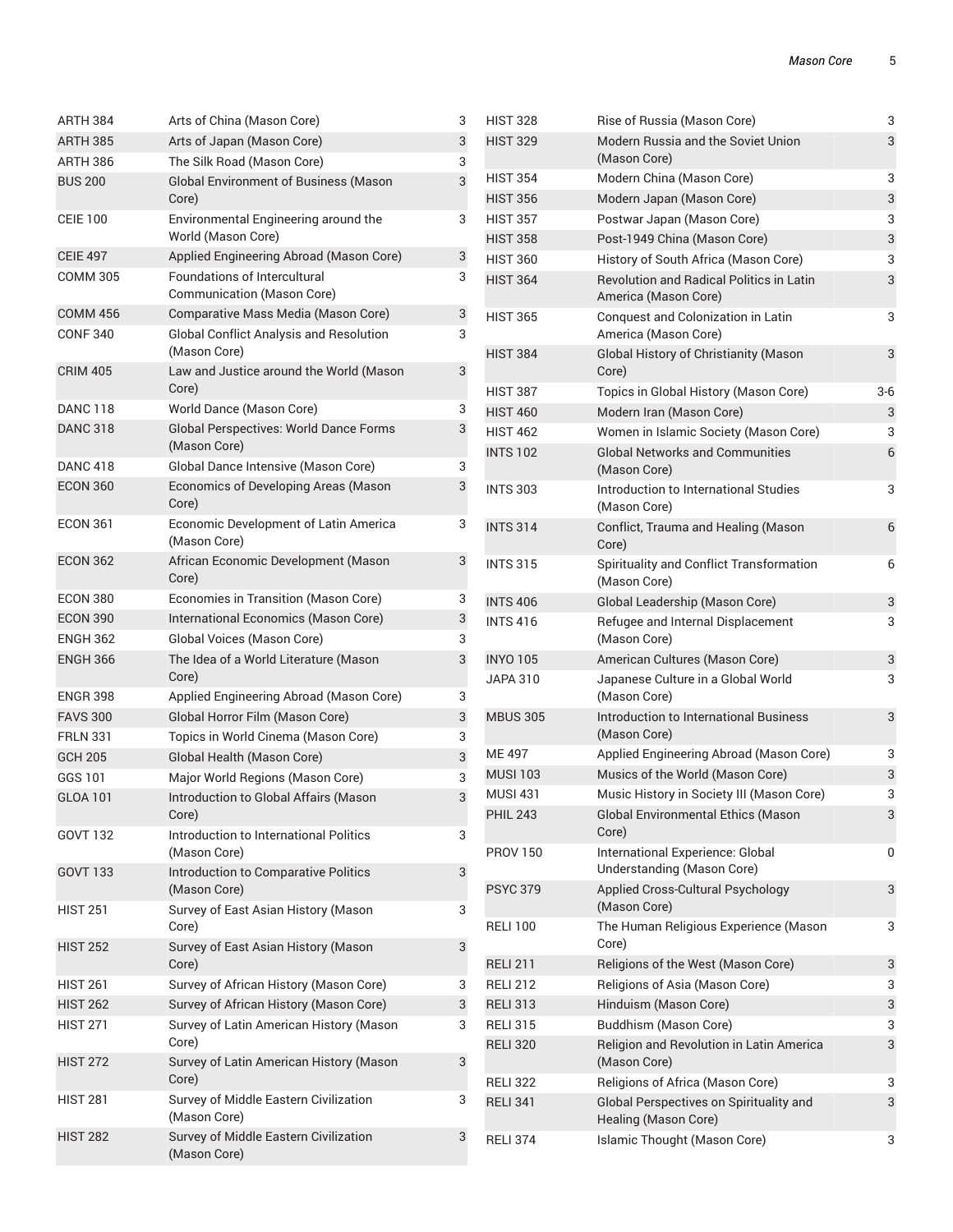| | | |
|---|---|---|
| ARTH 384 | Arts of China (Mason Core) | 3 |
| ARTH 385 | Arts of Japan (Mason Core) | 3 |
| ARTH 386 | The Silk Road (Mason Core) | 3 |
| BUS 200 | Global Environment of Business (Mason Core) | 3 |
| CEIE 100 | Environmental Engineering around the World (Mason Core) | 3 |
| CEIE 497 | Applied Engineering Abroad (Mason Core) | 3 |
| COMM 305 | Foundations of Intercultural Communication (Mason Core) | 3 |
| COMM 456 | Comparative Mass Media (Mason Core) | 3 |
| CONF 340 | Global Conflict Analysis and Resolution (Mason Core) | 3 |
| CRIM 405 | Law and Justice around the World (Mason Core) | 3 |
| DANC 118 | World Dance (Mason Core) | 3 |
| DANC 318 | Global Perspectives: World Dance Forms (Mason Core) | 3 |
| DANC 418 | Global Dance Intensive (Mason Core) | 3 |
| ECON 360 | Economics of Developing Areas (Mason Core) | 3 |
| ECON 361 | Economic Development of Latin America (Mason Core) | 3 |
| ECON 362 | African Economic Development (Mason Core) | 3 |
| ECON 380 | Economies in Transition (Mason Core) | 3 |
| ECON 390 | International Economics (Mason Core) | 3 |
| ENGH 362 | Global Voices (Mason Core) | 3 |
| ENGH 366 | The Idea of a World Literature (Mason Core) | 3 |
| ENGR 398 | Applied Engineering Abroad (Mason Core) | 3 |
| FAVS 300 | Global Horror Film (Mason Core) | 3 |
| FRLN 331 | Topics in World Cinema (Mason Core) | 3 |
| GCH 205 | Global Health (Mason Core) | 3 |
| GGS 101 | Major World Regions (Mason Core) | 3 |
| GLOA 101 | Introduction to Global Affairs (Mason Core) | 3 |
| GOVT 132 | Introduction to International Politics (Mason Core) | 3 |
| GOVT 133 | Introduction to Comparative Politics (Mason Core) | 3 |
| HIST 251 | Survey of East Asian History (Mason Core) | 3 |
| HIST 252 | Survey of East Asian History (Mason Core) | 3 |
| HIST 261 | Survey of African History (Mason Core) | 3 |
| HIST 262 | Survey of African History (Mason Core) | 3 |
| HIST 271 | Survey of Latin American History (Mason Core) | 3 |
| HIST 272 | Survey of Latin American History (Mason Core) | 3 |
| HIST 281 | Survey of Middle Eastern Civilization (Mason Core) | 3 |
| HIST 282 | Survey of Middle Eastern Civilization (Mason Core) | 3 |
| HIST 328 | Rise of Russia (Mason Core) | 3 |
| HIST 329 | Modern Russia and the Soviet Union (Mason Core) | 3 |
| HIST 354 | Modern China (Mason Core) | 3 |
| HIST 356 | Modern Japan (Mason Core) | 3 |
| HIST 357 | Postwar Japan (Mason Core) | 3 |
| HIST 358 | Post-1949 China (Mason Core) | 3 |
| HIST 360 | History of South Africa (Mason Core) | 3 |
| HIST 364 | Revolution and Radical Politics in Latin America (Mason Core) | 3 |
| HIST 365 | Conquest and Colonization in Latin America (Mason Core) | 3 |
| HIST 384 | Global History of Christianity (Mason Core) | 3 |
| HIST 387 | Topics in Global History (Mason Core) | 3-6 |
| HIST 460 | Modern Iran (Mason Core) | 3 |
| HIST 462 | Women in Islamic Society (Mason Core) | 3 |
| INTS 102 | Global Networks and Communities (Mason Core) | 6 |
| INTS 303 | Introduction to International Studies (Mason Core) | 3 |
| INTS 314 | Conflict, Trauma and Healing (Mason Core) | 6 |
| INTS 315 | Spirituality and Conflict Transformation (Mason Core) | 6 |
| INTS 406 | Global Leadership (Mason Core) | 3 |
| INTS 416 | Refugee and Internal Displacement (Mason Core) | 3 |
| INYO 105 | American Cultures (Mason Core) | 3 |
| JAPA 310 | Japanese Culture in a Global World (Mason Core) | 3 |
| MBUS 305 | Introduction to International Business (Mason Core) | 3 |
| ME 497 | Applied Engineering Abroad (Mason Core) | 3 |
| MUSI 103 | Musics of the World (Mason Core) | 3 |
| MUSI 431 | Music History in Society III (Mason Core) | 3 |
| PHIL 243 | Global Environmental Ethics (Mason Core) | 3 |
| PROV 150 | International Experience: Global Understanding (Mason Core) | 0 |
| PSYC 379 | Applied Cross-Cultural Psychology (Mason Core) | 3 |
| RELI 100 | The Human Religious Experience (Mason Core) | 3 |
| RELI 211 | Religions of the West (Mason Core) | 3 |
| RELI 212 | Religions of Asia (Mason Core) | 3 |
| RELI 313 | Hinduism (Mason Core) | 3 |
| RELI 315 | Buddhism (Mason Core) | 3 |
| RELI 320 | Religion and Revolution in Latin America (Mason Core) | 3 |
| RELI 322 | Religions of Africa (Mason Core) | 3 |
| RELI 341 | Global Perspectives on Spirituality and Healing (Mason Core) | 3 |
| RELI 374 | Islamic Thought (Mason Core) | 3 |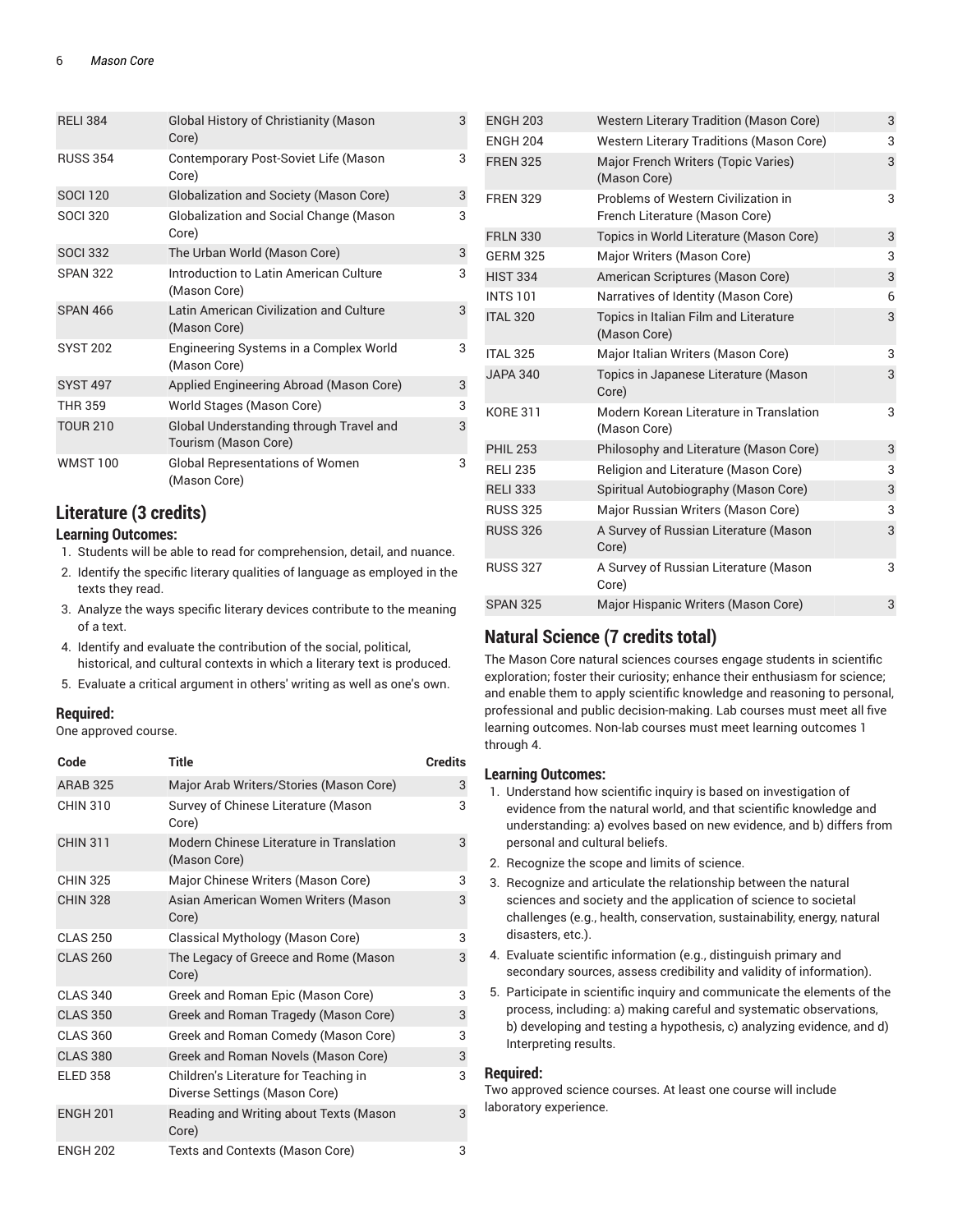| Code | Title | Credits |
| --- | --- | --- |
| RELI 384 | Global History of Christianity (Mason Core) | 3 |
| RUSS 354 | Contemporary Post-Soviet Life (Mason Core) | 3 |
| SOCI 120 | Globalization and Society (Mason Core) | 3 |
| SOCI 320 | Globalization and Social Change (Mason Core) | 3 |
| SOCI 332 | The Urban World (Mason Core) | 3 |
| SPAN 322 | Introduction to Latin American Culture (Mason Core) | 3 |
| SPAN 466 | Latin American Civilization and Culture (Mason Core) | 3 |
| SYST 202 | Engineering Systems in a Complex World (Mason Core) | 3 |
| SYST 497 | Applied Engineering Abroad (Mason Core) | 3 |
| THR 359 | World Stages (Mason Core) | 3 |
| TOUR 210 | Global Understanding through Travel and Tourism (Mason Core) | 3 |
| WMST 100 | Global Representations of Women (Mason Core) | 3 |

## Literature (3 credits)

### Learning Outcomes:

1. Students will be able to read for comprehension, detail, and nuance.
2. Identify the specific literary qualities of language as employed in the texts they read.
3. Analyze the ways specific literary devices contribute to the meaning of a text.
4. Identify and evaluate the contribution of the social, political, historical, and cultural contexts in which a literary text is produced.
5. Evaluate a critical argument in others' writing as well as one's own.

### Required:

One approved course.

| Code | Title | Credits |
| --- | --- | --- |
| ARAB 325 | Major Arab Writers/Stories (Mason Core) | 3 |
| CHIN 310 | Survey of Chinese Literature (Mason Core) | 3 |
| CHIN 311 | Modern Chinese Literature in Translation (Mason Core) | 3 |
| CHIN 325 | Major Chinese Writers (Mason Core) | 3 |
| CHIN 328 | Asian American Women Writers (Mason Core) | 3 |
| CLAS 250 | Classical Mythology (Mason Core) | 3 |
| CLAS 260 | The Legacy of Greece and Rome (Mason Core) | 3 |
| CLAS 340 | Greek and Roman Epic (Mason Core) | 3 |
| CLAS 350 | Greek and Roman Tragedy (Mason Core) | 3 |
| CLAS 360 | Greek and Roman Comedy (Mason Core) | 3 |
| CLAS 380 | Greek and Roman Novels (Mason Core) | 3 |
| ELED 358 | Children's Literature for Teaching in Diverse Settings (Mason Core) | 3 |
| ENGH 201 | Reading and Writing about Texts (Mason Core) | 3 |
| ENGH 202 | Texts and Contexts (Mason Core) | 3 |
| ENGH 203 | Western Literary Tradition (Mason Core) | 3 |
| ENGH 204 | Western Literary Traditions (Mason Core) | 3 |
| FREN 325 | Major French Writers (Topic Varies) (Mason Core) | 3 |
| FREN 329 | Problems of Western Civilization in French Literature (Mason Core) | 3 |
| FRLN 330 | Topics in World Literature (Mason Core) | 3 |
| GERM 325 | Major Writers (Mason Core) | 3 |
| HIST 334 | American Scriptures (Mason Core) | 3 |
| INTS 101 | Narratives of Identity (Mason Core) | 6 |
| ITAL 320 | Topics in Italian Film and Literature (Mason Core) | 3 |
| ITAL 325 | Major Italian Writers (Mason Core) | 3 |
| JAPA 340 | Topics in Japanese Literature (Mason Core) | 3 |
| KORE 311 | Modern Korean Literature in Translation (Mason Core) | 3 |
| PHIL 253 | Philosophy and Literature (Mason Core) | 3 |
| RELI 235 | Religion and Literature (Mason Core) | 3 |
| RELI 333 | Spiritual Autobiography (Mason Core) | 3 |
| RUSS 325 | Major Russian Writers (Mason Core) | 3 |
| RUSS 326 | A Survey of Russian Literature (Mason Core) | 3 |
| RUSS 327 | A Survey of Russian Literature (Mason Core) | 3 |
| SPAN 325 | Major Hispanic Writers (Mason Core) | 3 |

## Natural Science (7 credits total)

The Mason Core natural sciences courses engage students in scientific exploration; foster their curiosity; enhance their enthusiasm for science; and enable them to apply scientific knowledge and reasoning to personal, professional and public decision-making. Lab courses must meet all five learning outcomes. Non-lab courses must meet learning outcomes 1 through 4.

### Learning Outcomes:

1. Understand how scientific inquiry is based on investigation of evidence from the natural world, and that scientific knowledge and understanding: a) evolves based on new evidence, and b) differs from personal and cultural beliefs.
2. Recognize the scope and limits of science.
3. Recognize and articulate the relationship between the natural sciences and society and the application of science to societal challenges (e.g., health, conservation, sustainability, energy, natural disasters, etc.).
4. Evaluate scientific information (e.g., distinguish primary and secondary sources, assess credibility and validity of information).
5. Participate in scientific inquiry and communicate the elements of the process, including: a) making careful and systematic observations, b) developing and testing a hypothesis, c) analyzing evidence, and d) Interpreting results.

### Required:

Two approved science courses. At least one course will include laboratory experience.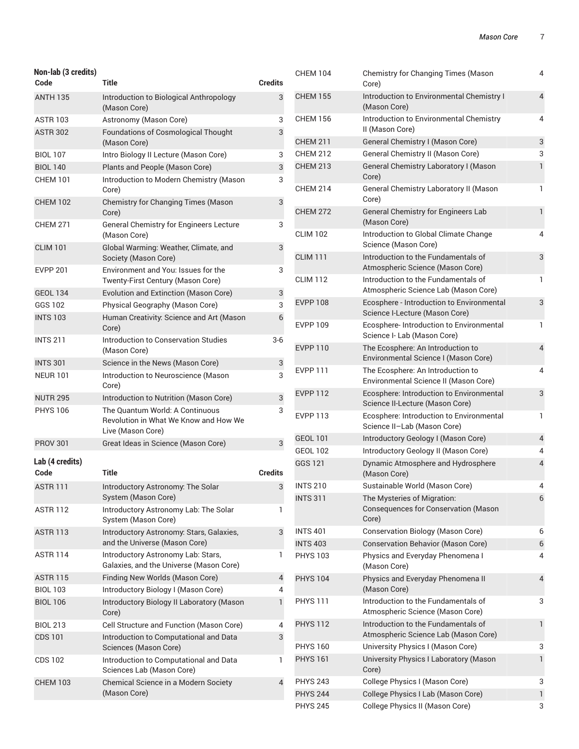#### Non-lab (3 credits)

| Code | Title | Credits |
| --- | --- | --- |
| ANTH 135 | Introduction to Biological Anthropology (Mason Core) | 3 |
| ASTR 103 | Astronomy (Mason Core) | 3 |
| ASTR 302 | Foundations of Cosmological Thought (Mason Core) | 3 |
| BIOL 107 | Intro Biology II Lecture (Mason Core) | 3 |
| BIOL 140 | Plants and People (Mason Core) | 3 |
| CHEM 101 | Introduction to Modern Chemistry (Mason Core) | 3 |
| CHEM 102 | Chemistry for Changing Times (Mason Core) | 3 |
| CHEM 271 | General Chemistry for Engineers Lecture (Mason Core) | 3 |
| CLIM 101 | Global Warming: Weather, Climate, and Society (Mason Core) | 3 |
| EVPP 201 | Environment and You: Issues for the Twenty-First Century (Mason Core) | 3 |
| GEOL 134 | Evolution and Extinction (Mason Core) | 3 |
| GGS 102 | Physical Geography (Mason Core) | 3 |
| INTS 103 | Human Creativity: Science and Art (Mason Core) | 6 |
| INTS 211 | Introduction to Conservation Studies (Mason Core) | 3-6 |
| INTS 301 | Science in the News (Mason Core) | 3 |
| NEUR 101 | Introduction to Neuroscience (Mason Core) | 3 |
| NUTR 295 | Introduction to Nutrition (Mason Core) | 3 |
| PHYS 106 | The Quantum World: A Continuous Revolution in What We Know and How We Live (Mason Core) | 3 |
| PROV 301 | Great Ideas in Science (Mason Core) | 3 |

#### Lab (4 credits)

| Code | Title | Credits |
| --- | --- | --- |
| ASTR 111 | Introductory Astronomy: The Solar System (Mason Core) | 3 |
| ASTR 112 | Introductory Astronomy Lab: The Solar System (Mason Core) | 1 |
| ASTR 113 | Introductory Astronomy: Stars, Galaxies, and the Universe (Mason Core) | 3 |
| ASTR 114 | Introductory Astronomy Lab: Stars, Galaxies, and the Universe (Mason Core) | 1 |
| ASTR 115 | Finding New Worlds (Mason Core) | 4 |
| BIOL 103 | Introductory Biology I (Mason Core) | 4 |
| BIOL 106 | Introductory Biology II Laboratory (Mason Core) | 1 |
| BIOL 213 | Cell Structure and Function (Mason Core) | 4 |
| CDS 101 | Introduction to Computational and Data Sciences (Mason Core) | 3 |
| CDS 102 | Introduction to Computational and Data Sciences Lab (Mason Core) | 1 |
| CHEM 103 | Chemical Science in a Modern Society (Mason Core) | 4 |
| CHEM 104 | Chemistry for Changing Times (Mason Core) | 4 |
| CHEM 155 | Introduction to Environmental Chemistry I (Mason Core) | 4 |
| CHEM 156 | Introduction to Environmental Chemistry II (Mason Core) | 4 |
| CHEM 211 | General Chemistry I (Mason Core) | 3 |
| CHEM 212 | General Chemistry II (Mason Core) | 3 |
| CHEM 213 | General Chemistry Laboratory I (Mason Core) | 1 |
| CHEM 214 | General Chemistry Laboratory II (Mason Core) | 1 |
| CHEM 272 | General Chemistry for Engineers Lab (Mason Core) | 1 |
| CLIM 102 | Introduction to Global Climate Change Science (Mason Core) | 4 |
| CLIM 111 | Introduction to the Fundamentals of Atmospheric Science (Mason Core) | 3 |
| CLIM 112 | Introduction to the Fundamentals of Atmospheric Science Lab (Mason Core) | 1 |
| EVPP 108 | Ecosphere - Introduction to Environmental Science I-Lecture (Mason Core) | 3 |
| EVPP 109 | Ecosphere- Introduction to Environmental Science I- Lab (Mason Core) | 1 |
| EVPP 110 | The Ecosphere: An Introduction to Environmental Science I (Mason Core) | 4 |
| EVPP 111 | The Ecosphere: An Introduction to Environmental Science II (Mason Core) | 4 |
| EVPP 112 | Ecosphere: Introduction to Environmental Science II-Lecture (Mason Core) | 3 |
| EVPP 113 | Ecosphere: Introduction to Environmental Science II–Lab (Mason Core) | 1 |
| GEOL 101 | Introductory Geology I (Mason Core) | 4 |
| GEOL 102 | Introductory Geology II (Mason Core) | 4 |
| GGS 121 | Dynamic Atmosphere and Hydrosphere (Mason Core) | 4 |
| INTS 210 | Sustainable World (Mason Core) | 4 |
| INTS 311 | The Mysteries of Migration: Consequences for Conservation (Mason Core) | 6 |
| INTS 401 | Conservation Biology (Mason Core) | 6 |
| INTS 403 | Conservation Behavior (Mason Core) | 6 |
| PHYS 103 | Physics and Everyday Phenomena I (Mason Core) | 4 |
| PHYS 104 | Physics and Everyday Phenomena II (Mason Core) | 4 |
| PHYS 111 | Introduction to the Fundamentals of Atmospheric Science (Mason Core) | 3 |
| PHYS 112 | Introduction to the Fundamentals of Atmospheric Science Lab (Mason Core) | 1 |
| PHYS 160 | University Physics I (Mason Core) | 3 |
| PHYS 161 | University Physics I Laboratory (Mason Core) | 1 |
| PHYS 243 | College Physics I (Mason Core) | 3 |
| PHYS 244 | College Physics I Lab (Mason Core) | 1 |
| PHYS 245 | College Physics II (Mason Core) | 3 |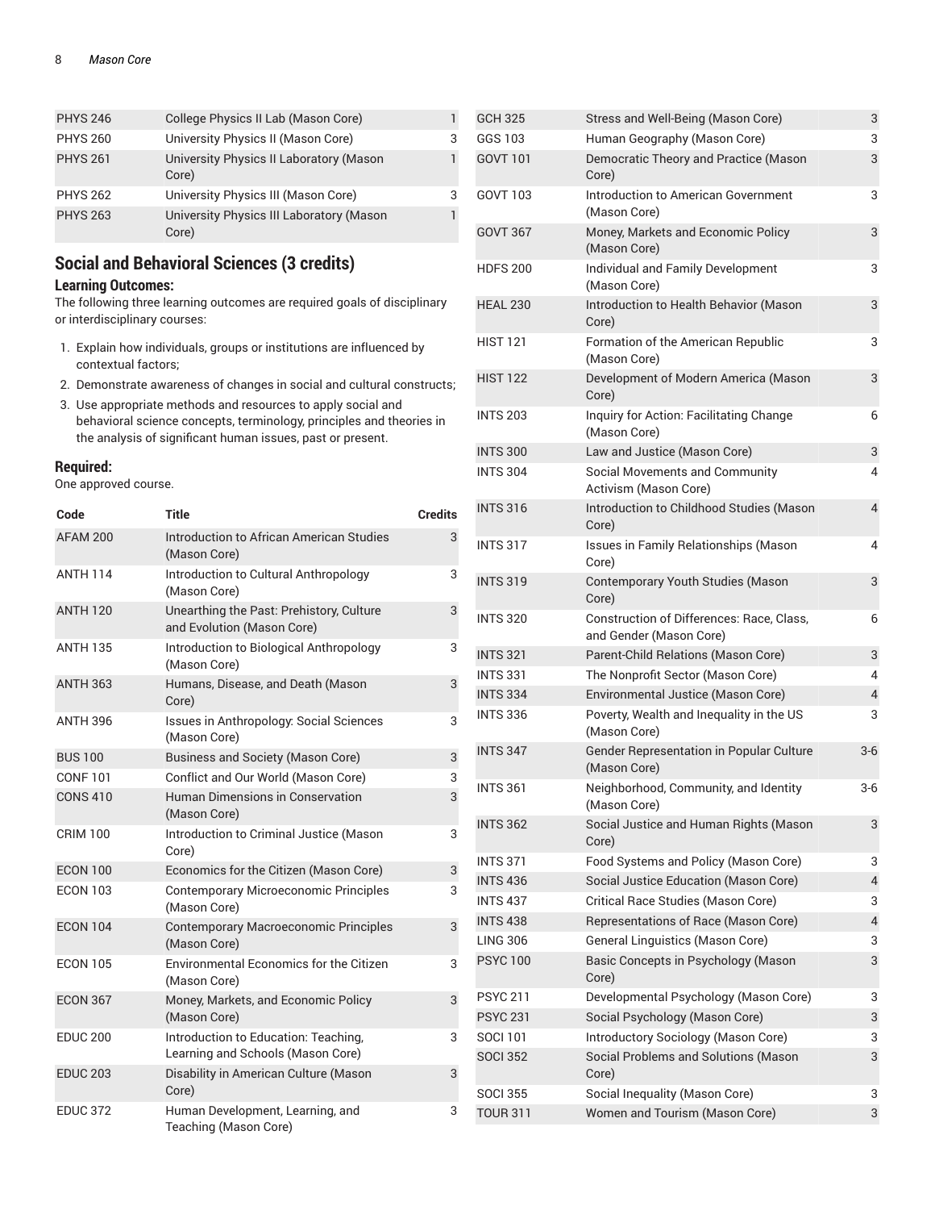| | | |
|---|---|---|
| PHYS 246 | College Physics II Lab (Mason Core) | 1 |
| PHYS 260 | University Physics II (Mason Core) | 3 |
| PHYS 261 | University Physics II Laboratory (Mason Core) | 1 |
| PHYS 262 | University Physics III (Mason Core) | 3 |
| PHYS 263 | University Physics III Laboratory (Mason Core) | 1 |

## Social and Behavioral Sciences (3 credits)

### Learning Outcomes:

The following three learning outcomes are required goals of disciplinary or interdisciplinary courses:

1. Explain how individuals, groups or institutions are influenced by contextual factors;
2. Demonstrate awareness of changes in social and cultural constructs;
3. Use appropriate methods and resources to apply social and behavioral science concepts, terminology, principles and theories in the analysis of significant human issues, past or present.

### Required:

One approved course.

| Code | Title | Credits |
|---|---|---|
| AFAM 200 | Introduction to African American Studies (Mason Core) | 3 |
| ANTH 114 | Introduction to Cultural Anthropology (Mason Core) | 3 |
| ANTH 120 | Unearthing the Past: Prehistory, Culture and Evolution (Mason Core) | 3 |
| ANTH 135 | Introduction to Biological Anthropology (Mason Core) | 3 |
| ANTH 363 | Humans, Disease, and Death (Mason Core) | 3 |
| ANTH 396 | Issues in Anthropology: Social Sciences (Mason Core) | 3 |
| BUS 100 | Business and Society (Mason Core) | 3 |
| CONF 101 | Conflict and Our World (Mason Core) | 3 |
| CONS 410 | Human Dimensions in Conservation (Mason Core) | 3 |
| CRIM 100 | Introduction to Criminal Justice (Mason Core) | 3 |
| ECON 100 | Economics for the Citizen (Mason Core) | 3 |
| ECON 103 | Contemporary Microeconomic Principles (Mason Core) | 3 |
| ECON 104 | Contemporary Macroeconomic Principles (Mason Core) | 3 |
| ECON 105 | Environmental Economics for the Citizen (Mason Core) | 3 |
| ECON 367 | Money, Markets, and Economic Policy (Mason Core) | 3 |
| EDUC 200 | Introduction to Education: Teaching, Learning and Schools (Mason Core) | 3 |
| EDUC 203 | Disability in American Culture (Mason Core) | 3 |
| EDUC 372 | Human Development, Learning, and Teaching (Mason Core) | 3 |
| GCH 325 | Stress and Well-Being (Mason Core) | 3 |
| GGS 103 | Human Geography (Mason Core) | 3 |
| GOVT 101 | Democratic Theory and Practice (Mason Core) | 3 |
| GOVT 103 | Introduction to American Government (Mason Core) | 3 |
| GOVT 367 | Money, Markets and Economic Policy (Mason Core) | 3 |
| HDFS 200 | Individual and Family Development (Mason Core) | 3 |
| HEAL 230 | Introduction to Health Behavior (Mason Core) | 3 |
| HIST 121 | Formation of the American Republic (Mason Core) | 3 |
| HIST 122 | Development of Modern America (Mason Core) | 3 |
| INTS 203 | Inquiry for Action: Facilitating Change (Mason Core) | 6 |
| INTS 300 | Law and Justice (Mason Core) | 3 |
| INTS 304 | Social Movements and Community Activism (Mason Core) | 4 |
| INTS 316 | Introduction to Childhood Studies (Mason Core) | 4 |
| INTS 317 | Issues in Family Relationships (Mason Core) | 4 |
| INTS 319 | Contemporary Youth Studies (Mason Core) | 3 |
| INTS 320 | Construction of Differences: Race, Class, and Gender (Mason Core) | 6 |
| INTS 321 | Parent-Child Relations (Mason Core) | 3 |
| INTS 331 | The Nonprofit Sector (Mason Core) | 4 |
| INTS 334 | Environmental Justice (Mason Core) | 4 |
| INTS 336 | Poverty, Wealth and Inequality in the US (Mason Core) | 3 |
| INTS 347 | Gender Representation in Popular Culture (Mason Core) | 3-6 |
| INTS 361 | Neighborhood, Community, and Identity (Mason Core) | 3-6 |
| INTS 362 | Social Justice and Human Rights (Mason Core) | 3 |
| INTS 371 | Food Systems and Policy (Mason Core) | 3 |
| INTS 436 | Social Justice Education (Mason Core) | 4 |
| INTS 437 | Critical Race Studies (Mason Core) | 3 |
| INTS 438 | Representations of Race (Mason Core) | 4 |
| LING 306 | General Linguistics (Mason Core) | 3 |
| PSYC 100 | Basic Concepts in Psychology (Mason Core) | 3 |
| PSYC 211 | Developmental Psychology (Mason Core) | 3 |
| PSYC 231 | Social Psychology (Mason Core) | 3 |
| SOCI 101 | Introductory Sociology (Mason Core) | 3 |
| SOCI 352 | Social Problems and Solutions (Mason Core) | 3 |
| SOCI 355 | Social Inequality (Mason Core) | 3 |
| TOUR 311 | Women and Tourism (Mason Core) | 3 |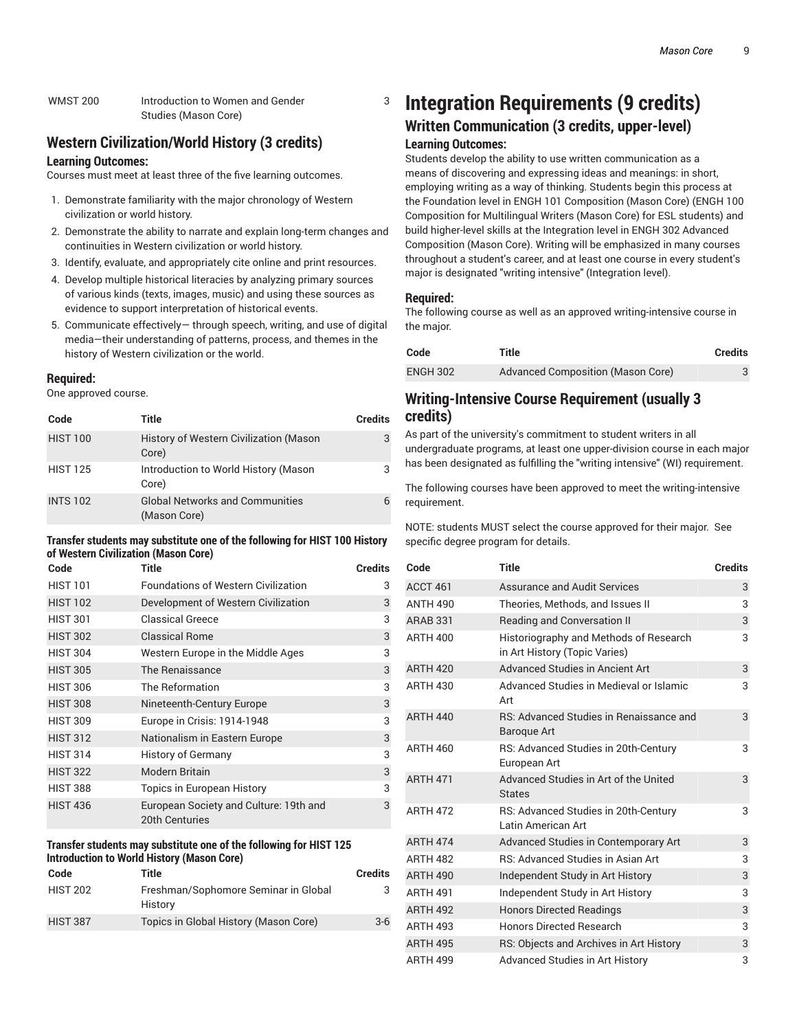| Code | Title | Credits |
| --- | --- | --- |
| WMST 200 | Introduction to Women and Gender Studies (Mason Core) | 3 |

## Western Civilization/World History (3 credits)

### Learning Outcomes:

Courses must meet at least three of the five learning outcomes.

1. Demonstrate familiarity with the major chronology of Western civilization or world history.
2. Demonstrate the ability to narrate and explain long-term changes and continuities in Western civilization or world history.
3. Identify, evaluate, and appropriately cite online and print resources.
4. Develop multiple historical literacies by analyzing primary sources of various kinds (texts, images, music) and using these sources as evidence to support interpretation of historical events.
5. Communicate effectively— through speech, writing, and use of digital media—their understanding of patterns, process, and themes in the history of Western civilization or the world.

### Required:

One approved course.

| Code | Title | Credits |
| --- | --- | --- |
| HIST 100 | History of Western Civilization (Mason Core) | 3 |
| HIST 125 | Introduction to World History (Mason Core) | 3 |
| INTS 102 | Global Networks and Communities (Mason Core) | 6 |

**Transfer students may substitute one of the following for HIST 100 History of Western Civilization (Mason Core)**

| Code | Title | Credits |
| --- | --- | --- |
| HIST 101 | Foundations of Western Civilization | 3 |
| HIST 102 | Development of Western Civilization | 3 |
| HIST 301 | Classical Greece | 3 |
| HIST 302 | Classical Rome | 3 |
| HIST 304 | Western Europe in the Middle Ages | 3 |
| HIST 305 | The Renaissance | 3 |
| HIST 306 | The Reformation | 3 |
| HIST 308 | Nineteenth-Century Europe | 3 |
| HIST 309 | Europe in Crisis: 1914-1948 | 3 |
| HIST 312 | Nationalism in Eastern Europe | 3 |
| HIST 314 | History of Germany | 3 |
| HIST 322 | Modern Britain | 3 |
| HIST 388 | Topics in European History | 3 |
| HIST 436 | European Society and Culture: 19th and 20th Centuries | 3 |

**Transfer students may substitute one of the following for HIST 125 Introduction to World History (Mason Core)**

| Code | Title | Credits |
| --- | --- | --- |
| HIST 202 | Freshman/Sophomore Seminar in Global History | 3 |
| HIST 387 | Topics in Global History (Mason Core) | 3-6 |

# Integration Requirements (9 credits)

## Written Communication (3 credits, upper-level)

### Learning Outcomes:

Students develop the ability to use written communication as a means of discovering and expressing ideas and meanings: in short, employing writing as a way of thinking. Students begin this process at the Foundation level in ENGH 101 Composition (Mason Core) (ENGH 100 Composition for Multilingual Writers (Mason Core) for ESL students) and build higher-level skills at the Integration level in ENGH 302 Advanced Composition (Mason Core). Writing will be emphasized in many courses throughout a student's career, and at least one course in every student's major is designated "writing intensive" (Integration level).

### Required:

The following course as well as an approved writing-intensive course in the major.

| Code | Title | Credits |
| --- | --- | --- |
| ENGH 302 | Advanced Composition (Mason Core) | 3 |

## Writing-Intensive Course Requirement (usually 3 credits)

As part of the university's commitment to student writers in all undergraduate programs, at least one upper-division course in each major has been designated as fulfilling the "writing intensive" (WI) requirement.

The following courses have been approved to meet the writing-intensive requirement.

NOTE: students MUST select the course approved for their major. See specific degree program for details.

| Code | Title | Credits |
| --- | --- | --- |
| ACCT 461 | Assurance and Audit Services | 3 |
| ANTH 490 | Theories, Methods, and Issues II | 3 |
| ARAB 331 | Reading and Conversation II | 3 |
| ARTH 400 | Historiography and Methods of Research in Art History (Topic Varies) | 3 |
| ARTH 420 | Advanced Studies in Ancient Art | 3 |
| ARTH 430 | Advanced Studies in Medieval or Islamic Art | 3 |
| ARTH 440 | RS: Advanced Studies in Renaissance and Baroque Art | 3 |
| ARTH 460 | RS: Advanced Studies in 20th-Century European Art | 3 |
| ARTH 471 | Advanced Studies in Art of the United States | 3 |
| ARTH 472 | RS: Advanced Studies in 20th-Century Latin American Art | 3 |
| ARTH 474 | Advanced Studies in Contemporary Art | 3 |
| ARTH 482 | RS: Advanced Studies in Asian Art | 3 |
| ARTH 490 | Independent Study in Art History | 3 |
| ARTH 491 | Independent Study in Art History | 3 |
| ARTH 492 | Honors Directed Readings | 3 |
| ARTH 493 | Honors Directed Research | 3 |
| ARTH 495 | RS: Objects and Archives in Art History | 3 |
| ARTH 499 | Advanced Studies in Art History | 3 |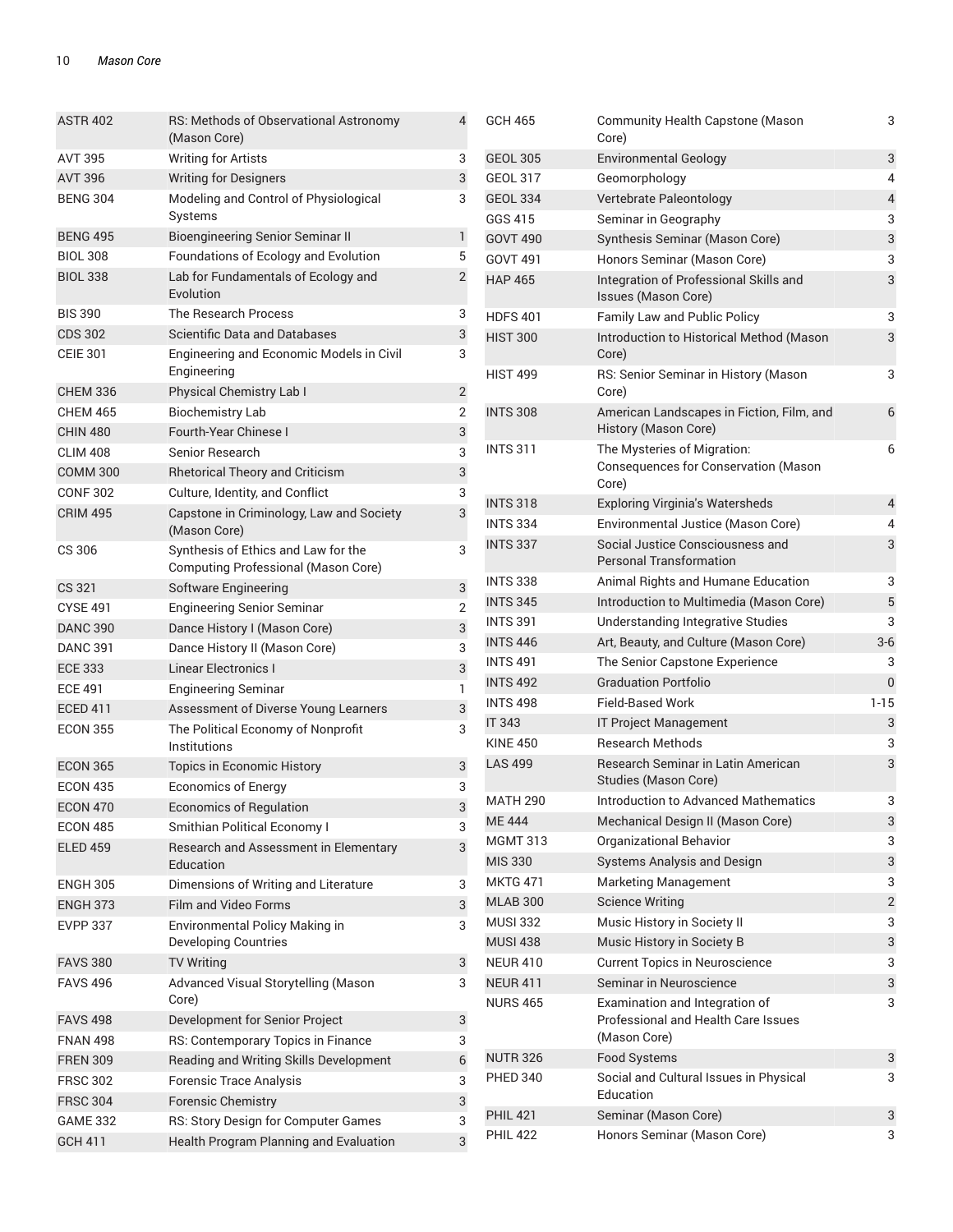| | | |
|---|---|---|
| ASTR 402 | RS: Methods of Observational Astronomy (Mason Core) | 4 |
| AVT 395 | Writing for Artists | 3 |
| AVT 396 | Writing for Designers | 3 |
| BENG 304 | Modeling and Control of Physiological Systems | 3 |
| BENG 495 | Bioengineering Senior Seminar II | 1 |
| BIOL 308 | Foundations of Ecology and Evolution | 5 |
| BIOL 338 | Lab for Fundamentals of Ecology and Evolution | 2 |
| BIS 390 | The Research Process | 3 |
| CDS 302 | Scientific Data and Databases | 3 |
| CEIE 301 | Engineering and Economic Models in Civil Engineering | 3 |
| CHEM 336 | Physical Chemistry Lab I | 2 |
| CHEM 465 | Biochemistry Lab | 2 |
| CHIN 480 | Fourth-Year Chinese I | 3 |
| CLIM 408 | Senior Research | 3 |
| COMM 300 | Rhetorical Theory and Criticism | 3 |
| CONF 302 | Culture, Identity, and Conflict | 3 |
| CRIM 495 | Capstone in Criminology, Law and Society (Mason Core) | 3 |
| CS 306 | Synthesis of Ethics and Law for the Computing Professional (Mason Core) | 3 |
| CS 321 | Software Engineering | 3 |
| CYSE 491 | Engineering Senior Seminar | 2 |
| DANC 390 | Dance History I (Mason Core) | 3 |
| DANC 391 | Dance History II (Mason Core) | 3 |
| ECE 333 | Linear Electronics I | 3 |
| ECE 491 | Engineering Seminar | 1 |
| ECED 411 | Assessment of Diverse Young Learners | 3 |
| ECON 355 | The Political Economy of Nonprofit Institutions | 3 |
| ECON 365 | Topics in Economic History | 3 |
| ECON 435 | Economics of Energy | 3 |
| ECON 470 | Economics of Regulation | 3 |
| ECON 485 | Smithian Political Economy I | 3 |
| ELED 459 | Research and Assessment in Elementary Education | 3 |
| ENGH 305 | Dimensions of Writing and Literature | 3 |
| ENGH 373 | Film and Video Forms | 3 |
| EVPP 337 | Environmental Policy Making in Developing Countries | 3 |
| FAVS 380 | TV Writing | 3 |
| FAVS 496 | Advanced Visual Storytelling (Mason Core) | 3 |
| FAVS 498 | Development for Senior Project | 3 |
| FNAN 498 | RS: Contemporary Topics in Finance | 3 |
| FREN 309 | Reading and Writing Skills Development | 6 |
| FRSC 302 | Forensic Trace Analysis | 3 |
| FRSC 304 | Forensic Chemistry | 3 |
| GAME 332 | RS: Story Design for Computer Games | 3 |
| GCH 411 | Health Program Planning and Evaluation | 3 |
| GCH 465 | Community Health Capstone (Mason Core) | 3 |
| GEOL 305 | Environmental Geology | 3 |
| GEOL 317 | Geomorphology | 4 |
| GEOL 334 | Vertebrate Paleontology | 4 |
| GGS 415 | Seminar in Geography | 3 |
| GOVT 490 | Synthesis Seminar (Mason Core) | 3 |
| GOVT 491 | Honors Seminar (Mason Core) | 3 |
| HAP 465 | Integration of Professional Skills and Issues (Mason Core) | 3 |
| HDFS 401 | Family Law and Public Policy | 3 |
| HIST 300 | Introduction to Historical Method (Mason Core) | 3 |
| HIST 499 | RS: Senior Seminar in History (Mason Core) | 3 |
| INTS 308 | American Landscapes in Fiction, Film, and History (Mason Core) | 6 |
| INTS 311 | The Mysteries of Migration: Consequences for Conservation (Mason Core) | 6 |
| INTS 318 | Exploring Virginia's Watersheds | 4 |
| INTS 334 | Environmental Justice (Mason Core) | 4 |
| INTS 337 | Social Justice Consciousness and Personal Transformation | 3 |
| INTS 338 | Animal Rights and Humane Education | 3 |
| INTS 345 | Introduction to Multimedia (Mason Core) | 5 |
| INTS 391 | Understanding Integrative Studies | 3 |
| INTS 446 | Art, Beauty, and Culture (Mason Core) | 3-6 |
| INTS 491 | The Senior Capstone Experience | 3 |
| INTS 492 | Graduation Portfolio | 0 |
| INTS 498 | Field-Based Work | 1-15 |
| IT 343 | IT Project Management | 3 |
| KINE 450 | Research Methods | 3 |
| LAS 499 | Research Seminar in Latin American Studies (Mason Core) | 3 |
| MATH 290 | Introduction to Advanced Mathematics | 3 |
| ME 444 | Mechanical Design II (Mason Core) | 3 |
| MGMT 313 | Organizational Behavior | 3 |
| MIS 330 | Systems Analysis and Design | 3 |
| MKTG 471 | Marketing Management | 3 |
| MLAB 300 | Science Writing | 2 |
| MUSI 332 | Music History in Society II | 3 |
| MUSI 438 | Music History in Society B | 3 |
| NEUR 410 | Current Topics in Neuroscience | 3 |
| NEUR 411 | Seminar in Neuroscience | 3 |
| NURS 465 | Examination and Integration of Professional and Health Care Issues (Mason Core) | 3 |
| NUTR 326 | Food Systems | 3 |
| PHED 340 | Social and Cultural Issues in Physical Education | 3 |
| PHIL 421 | Seminar (Mason Core) | 3 |
| PHIL 422 | Honors Seminar (Mason Core) | 3 |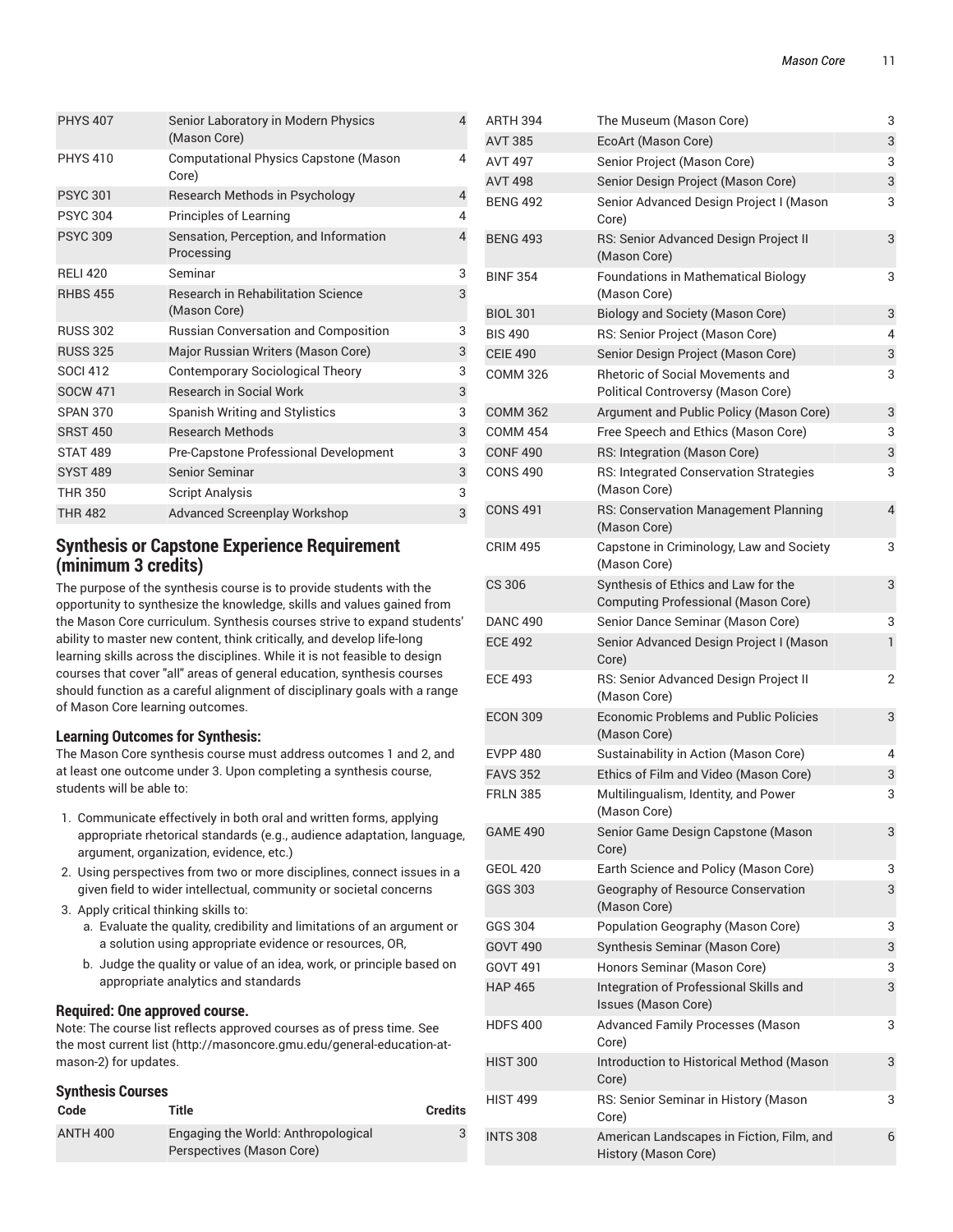| | | |
|---|---|---|
| PHYS 407 | Senior Laboratory in Modern Physics (Mason Core) | 4 |
| PHYS 410 | Computational Physics Capstone (Mason Core) | 4 |
| PSYC 301 | Research Methods in Psychology | 4 |
| PSYC 304 | Principles of Learning | 4 |
| PSYC 309 | Sensation, Perception, and Information Processing | 4 |
| RELI 420 | Seminar | 3 |
| RHBS 455 | Research in Rehabilitation Science (Mason Core) | 3 |
| RUSS 302 | Russian Conversation and Composition | 3 |
| RUSS 325 | Major Russian Writers (Mason Core) | 3 |
| SOCI 412 | Contemporary Sociological Theory | 3 |
| SOCW 471 | Research in Social Work | 3 |
| SPAN 370 | Spanish Writing and Stylistics | 3 |
| SRST 450 | Research Methods | 3 |
| STAT 489 | Pre-Capstone Professional Development | 3 |
| SYST 489 | Senior Seminar | 3 |
| THR 350 | Script Analysis | 3 |
| THR 482 | Advanced Screenplay Workshop | 3 |

## Synthesis or Capstone Experience Requirement (minimum 3 credits)

The purpose of the synthesis course is to provide students with the opportunity to synthesize the knowledge, skills and values gained from the Mason Core curriculum. Synthesis courses strive to expand students' ability to master new content, think critically, and develop life-long learning skills across the disciplines. While it is not feasible to design courses that cover "all" areas of general education, synthesis courses should function as a careful alignment of disciplinary goals with a range of Mason Core learning outcomes.

### Learning Outcomes for Synthesis:

The Mason Core synthesis course must address outcomes 1 and 2, and at least one outcome under 3. Upon completing a synthesis course, students will be able to:

1. Communicate effectively in both oral and written forms, applying appropriate rhetorical standards (e.g., audience adaptation, language, argument, organization, evidence, etc.)
2. Using perspectives from two or more disciplines, connect issues in a given field to wider intellectual, community or societal concerns
3. Apply critical thinking skills to:
   a. Evaluate the quality, credibility and limitations of an argument or a solution using appropriate evidence or resources, OR,
   b. Judge the quality or value of an idea, work, or principle based on appropriate analytics and standards

### Required: One approved course.

Note: The course list reflects approved courses as of press time. See the most current list (http://masoncore.gmu.edu/general-education-at-mason-2) for updates.

### Synthesis Courses

| Code | Title | Credits |
|---|---|---|
| ANTH 400 | Engaging the World: Anthropological Perspectives (Mason Core) | 3 |
| ARTH 394 | The Museum (Mason Core) | 3 |
| AVT 385 | EcoArt (Mason Core) | 3 |
| AVT 497 | Senior Project (Mason Core) | 3 |
| AVT 498 | Senior Design Project (Mason Core) | 3 |
| BENG 492 | Senior Advanced Design Project I (Mason Core) | 3 |
| BENG 493 | RS: Senior Advanced Design Project II (Mason Core) | 3 |
| BINF 354 | Foundations in Mathematical Biology (Mason Core) | 3 |
| BIOL 301 | Biology and Society (Mason Core) | 3 |
| BIS 490 | RS: Senior Project (Mason Core) | 4 |
| CEIE 490 | Senior Design Project (Mason Core) | 3 |
| COMM 326 | Rhetoric of Social Movements and Political Controversy (Mason Core) | 3 |
| COMM 362 | Argument and Public Policy (Mason Core) | 3 |
| COMM 454 | Free Speech and Ethics (Mason Core) | 3 |
| CONF 490 | RS: Integration (Mason Core) | 3 |
| CONS 490 | RS: Integrated Conservation Strategies (Mason Core) | 3 |
| CONS 491 | RS: Conservation Management Planning (Mason Core) | 4 |
| CRIM 495 | Capstone in Criminology, Law and Society (Mason Core) | 3 |
| CS 306 | Synthesis of Ethics and Law for the Computing Professional (Mason Core) | 3 |
| DANC 490 | Senior Dance Seminar (Mason Core) | 3 |
| ECE 492 | Senior Advanced Design Project I (Mason Core) | 1 |
| ECE 493 | RS: Senior Advanced Design Project II (Mason Core) | 2 |
| ECON 309 | Economic Problems and Public Policies (Mason Core) | 3 |
| EVPP 480 | Sustainability in Action (Mason Core) | 4 |
| FAVS 352 | Ethics of Film and Video (Mason Core) | 3 |
| FRLN 385 | Multilingualism, Identity, and Power (Mason Core) | 3 |
| GAME 490 | Senior Game Design Capstone (Mason Core) | 3 |
| GEOL 420 | Earth Science and Policy (Mason Core) | 3 |
| GGS 303 | Geography of Resource Conservation (Mason Core) | 3 |
| GGS 304 | Population Geography (Mason Core) | 3 |
| GOVT 490 | Synthesis Seminar (Mason Core) | 3 |
| GOVT 491 | Honors Seminar (Mason Core) | 3 |
| HAP 465 | Integration of Professional Skills and Issues (Mason Core) | 3 |
| HDFS 400 | Advanced Family Processes (Mason Core) | 3 |
| HIST 300 | Introduction to Historical Method (Mason Core) | 3 |
| HIST 499 | RS: Senior Seminar in History (Mason Core) | 3 |
| INTS 308 | American Landscapes in Fiction, Film, and History (Mason Core) | 6 |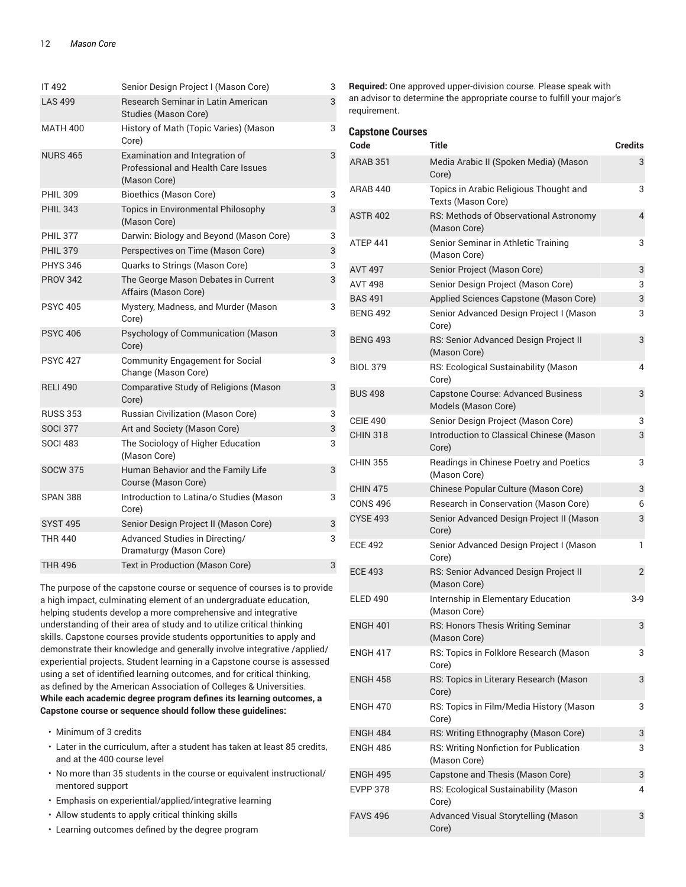| | | |
|---|---|---|
| IT 492 | Senior Design Project I (Mason Core) | 3 |
| LAS 499 | Research Seminar in Latin American Studies (Mason Core) | 3 |
| MATH 400 | History of Math (Topic Varies) (Mason Core) | 3 |
| NURS 465 | Examination and Integration of Professional and Health Care Issues (Mason Core) | 3 |
| PHIL 309 | Bioethics (Mason Core) | 3 |
| PHIL 343 | Topics in Environmental Philosophy (Mason Core) | 3 |
| PHIL 377 | Darwin: Biology and Beyond (Mason Core) | 3 |
| PHIL 379 | Perspectives on Time (Mason Core) | 3 |
| PHYS 346 | Quarks to Strings (Mason Core) | 3 |
| PROV 342 | The George Mason Debates in Current Affairs (Mason Core) | 3 |
| PSYC 405 | Mystery, Madness, and Murder (Mason Core) | 3 |
| PSYC 406 | Psychology of Communication (Mason Core) | 3 |
| PSYC 427 | Community Engagement for Social Change (Mason Core) | 3 |
| RELI 490 | Comparative Study of Religions (Mason Core) | 3 |
| RUSS 353 | Russian Civilization (Mason Core) | 3 |
| SOCI 377 | Art and Society (Mason Core) | 3 |
| SOCI 483 | The Sociology of Higher Education (Mason Core) | 3 |
| SOCW 375 | Human Behavior and the Family Life Course (Mason Core) | 3 |
| SPAN 388 | Introduction to Latina/o Studies (Mason Core) | 3 |
| SYST 495 | Senior Design Project II (Mason Core) | 3 |
| THR 440 | Advanced Studies in Directing/ Dramaturgy (Mason Core) | 3 |
| THR 496 | Text in Production (Mason Core) | 3 |

The purpose of the capstone course or sequence of courses is to provide a high impact, culminating element of an undergraduate education, helping students develop a more comprehensive and integrative understanding of their area of study and to utilize critical thinking skills. Capstone courses provide students opportunities to apply and demonstrate their knowledge and generally involve integrative /applied/ experiential projects. Student learning in a Capstone course is assessed using a set of identified learning outcomes, and for critical thinking, as defined by the American Association of Colleges & Universities. **While each academic degree program defines its learning outcomes, a Capstone course or sequence should follow these guidelines:**

- Minimum of 3 credits
- Later in the curriculum, after a student has taken at least 85 credits, and at the 400 course level
- No more than 35 students in the course or equivalent instructional/ mentored support
- Emphasis on experiential/applied/integrative learning
- Allow students to apply critical thinking skills
- Learning outcomes defined by the degree program

**Required:** One approved upper-division course. Please speak with an advisor to determine the appropriate course to fulfill your major's requirement.

### Capstone Courses

| Code | Title | Credits |
|---|---|---|
| ARAB 351 | Media Arabic II (Spoken Media) (Mason Core) | 3 |
| ARAB 440 | Topics in Arabic Religious Thought and Texts (Mason Core) | 3 |
| ASTR 402 | RS: Methods of Observational Astronomy (Mason Core) | 4 |
| ATEP 441 | Senior Seminar in Athletic Training (Mason Core) | 3 |
| AVT 497 | Senior Project (Mason Core) | 3 |
| AVT 498 | Senior Design Project (Mason Core) | 3 |
| BAS 491 | Applied Sciences Capstone (Mason Core) | 3 |
| BENG 492 | Senior Advanced Design Project I (Mason Core) | 3 |
| BENG 493 | RS: Senior Advanced Design Project II (Mason Core) | 3 |
| BIOL 379 | RS: Ecological Sustainability (Mason Core) | 4 |
| BUS 498 | Capstone Course: Advanced Business Models (Mason Core) | 3 |
| CEIE 490 | Senior Design Project (Mason Core) | 3 |
| CHIN 318 | Introduction to Classical Chinese (Mason Core) | 3 |
| CHIN 355 | Readings in Chinese Poetry and Poetics (Mason Core) | 3 |
| CHIN 475 | Chinese Popular Culture (Mason Core) | 3 |
| CONS 496 | Research in Conservation (Mason Core) | 6 |
| CYSE 493 | Senior Advanced Design Project II (Mason Core) | 3 |
| ECE 492 | Senior Advanced Design Project I (Mason Core) | 1 |
| ECE 493 | RS: Senior Advanced Design Project II (Mason Core) | 2 |
| ELED 490 | Internship in Elementary Education (Mason Core) | 3-9 |
| ENGH 401 | RS: Honors Thesis Writing Seminar (Mason Core) | 3 |
| ENGH 417 | RS: Topics in Folklore Research (Mason Core) | 3 |
| ENGH 458 | RS: Topics in Literary Research (Mason Core) | 3 |
| ENGH 470 | RS: Topics in Film/Media History (Mason Core) | 3 |
| ENGH 484 | RS: Writing Ethnography (Mason Core) | 3 |
| ENGH 486 | RS: Writing Nonfiction for Publication (Mason Core) | 3 |
| ENGH 495 | Capstone and Thesis (Mason Core) | 3 |
| EVPP 378 | RS: Ecological Sustainability (Mason Core) | 4 |
| FAVS 496 | Advanced Visual Storytelling (Mason Core) | 3 |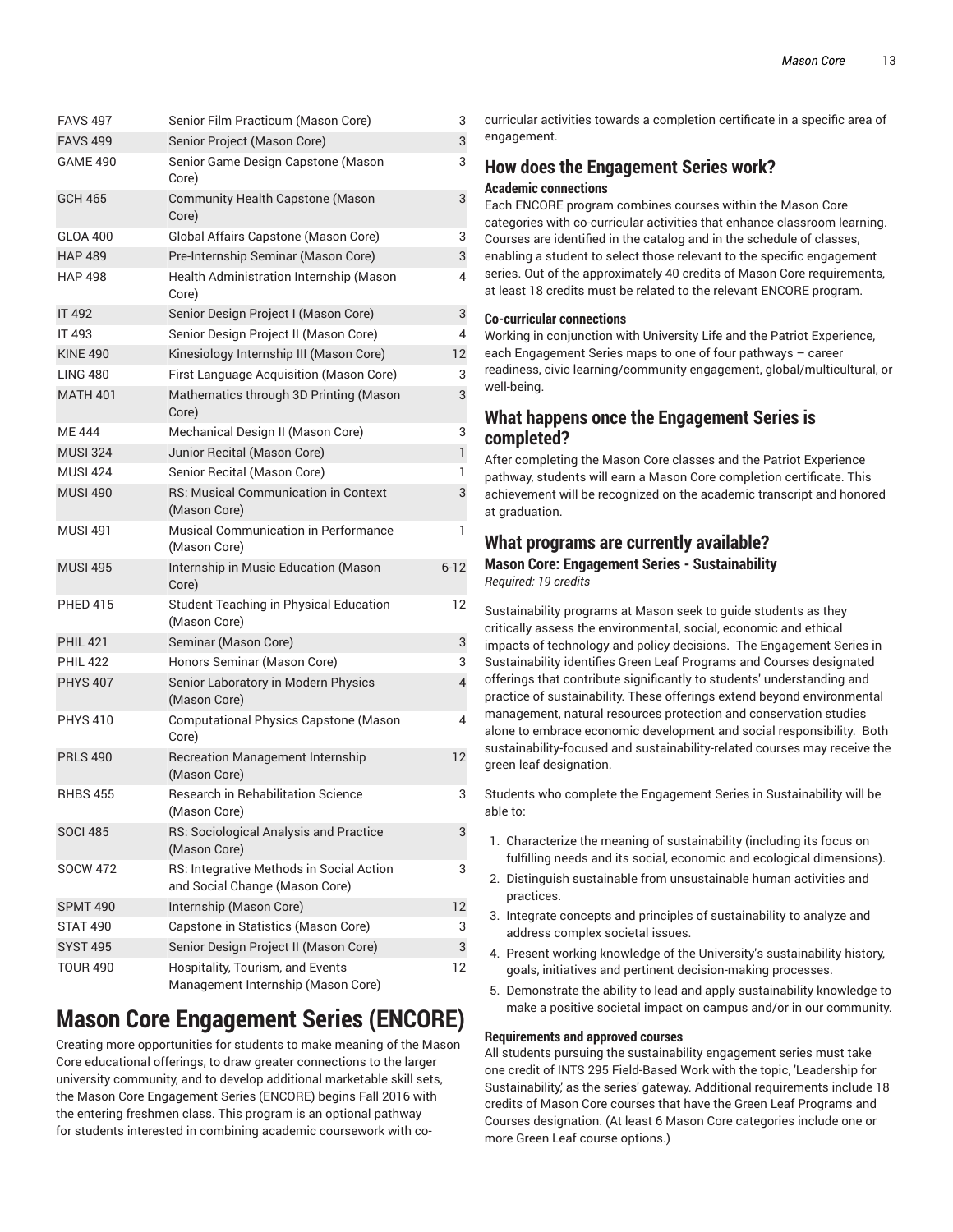| | | |
|---|---|---|
| FAVS 497 | Senior Film Practicum (Mason Core) | 3 |
| FAVS 499 | Senior Project (Mason Core) | 3 |
| GAME 490 | Senior Game Design Capstone (Mason Core) | 3 |
| GCH 465 | Community Health Capstone (Mason Core) | 3 |
| GLOA 400 | Global Affairs Capstone (Mason Core) | 3 |
| HAP 489 | Pre-Internship Seminar (Mason Core) | 3 |
| HAP 498 | Health Administration Internship (Mason Core) | 4 |
| IT 492 | Senior Design Project I (Mason Core) | 3 |
| IT 493 | Senior Design Project II (Mason Core) | 4 |
| KINE 490 | Kinesiology Internship III (Mason Core) | 12 |
| LING 480 | First Language Acquisition (Mason Core) | 3 |
| MATH 401 | Mathematics through 3D Printing (Mason Core) | 3 |
| ME 444 | Mechanical Design II (Mason Core) | 3 |
| MUSI 324 | Junior Recital (Mason Core) | 1 |
| MUSI 424 | Senior Recital (Mason Core) | 1 |
| MUSI 490 | RS: Musical Communication in Context (Mason Core) | 3 |
| MUSI 491 | Musical Communication in Performance (Mason Core) | 1 |
| MUSI 495 | Internship in Music Education (Mason Core) | 6-12 |
| PHED 415 | Student Teaching in Physical Education (Mason Core) | 12 |
| PHIL 421 | Seminar (Mason Core) | 3 |
| PHIL 422 | Honors Seminar (Mason Core) | 3 |
| PHYS 407 | Senior Laboratory in Modern Physics (Mason Core) | 4 |
| PHYS 410 | Computational Physics Capstone (Mason Core) | 4 |
| PRLS 490 | Recreation Management Internship (Mason Core) | 12 |
| RHBS 455 | Research in Rehabilitation Science (Mason Core) | 3 |
| SOCI 485 | RS: Sociological Analysis and Practice (Mason Core) | 3 |
| SOCW 472 | RS: Integrative Methods in Social Action and Social Change (Mason Core) | 3 |
| SPMT 490 | Internship (Mason Core) | 12 |
| STAT 490 | Capstone in Statistics (Mason Core) | 3 |
| SYST 495 | Senior Design Project II (Mason Core) | 3 |
| TOUR 490 | Hospitality, Tourism, and Events Management Internship (Mason Core) | 12 |

# Mason Core Engagement Series (ENCORE)

Creating more opportunities for students to make meaning of the Mason Core educational offerings, to draw greater connections to the larger university community, and to develop additional marketable skill sets, the Mason Core Engagement Series (ENCORE) begins Fall 2016 with the entering freshmen class. This program is an optional pathway for students interested in combining academic coursework with co-curricular activities towards a completion certificate in a specific area of engagement.

## How does the Engagement Series work?

### Academic connections

Each ENCORE program combines courses within the Mason Core categories with co-curricular activities that enhance classroom learning. Courses are identified in the catalog and in the schedule of classes, enabling a student to select those relevant to the specific engagement series. Out of the approximately 40 credits of Mason Core requirements, at least 18 credits must be related to the relevant ENCORE program.

### Co-curricular connections

Working in conjunction with University Life and the Patriot Experience, each Engagement Series maps to one of four pathways – career readiness, civic learning/community engagement, global/multicultural, or well-being.

## What happens once the Engagement Series is completed?

After completing the Mason Core classes and the Patriot Experience pathway, students will earn a Mason Core completion certificate. This achievement will be recognized on the academic transcript and honored at graduation.

## What programs are currently available?

### Mason Core: Engagement Series - Sustainability

*Required: 19 credits*

Sustainability programs at Mason seek to guide students as they critically assess the environmental, social, economic and ethical impacts of technology and policy decisions. The Engagement Series in Sustainability identifies Green Leaf Programs and Courses designated offerings that contribute significantly to students' understanding and practice of sustainability. These offerings extend beyond environmental management, natural resources protection and conservation studies alone to embrace economic development and social responsibility. Both sustainability-focused and sustainability-related courses may receive the green leaf designation.

Students who complete the Engagement Series in Sustainability will be able to:

1. Characterize the meaning of sustainability (including its focus on fulfilling needs and its social, economic and ecological dimensions).
2. Distinguish sustainable from unsustainable human activities and practices.
3. Integrate concepts and principles of sustainability to analyze and address complex societal issues.
4. Present working knowledge of the University's sustainability history, goals, initiatives and pertinent decision-making processes.
5. Demonstrate the ability to lead and apply sustainability knowledge to make a positive societal impact on campus and/or in our community.

#### Requirements and approved courses

All students pursuing the sustainability engagement series must take one credit of INTS 295 Field-Based Work with the topic, 'Leadership for Sustainability,' as the series' gateway. Additional requirements include 18 credits of Mason Core courses that have the Green Leaf Programs and Courses designation. (At least 6 Mason Core categories include one or more Green Leaf course options.)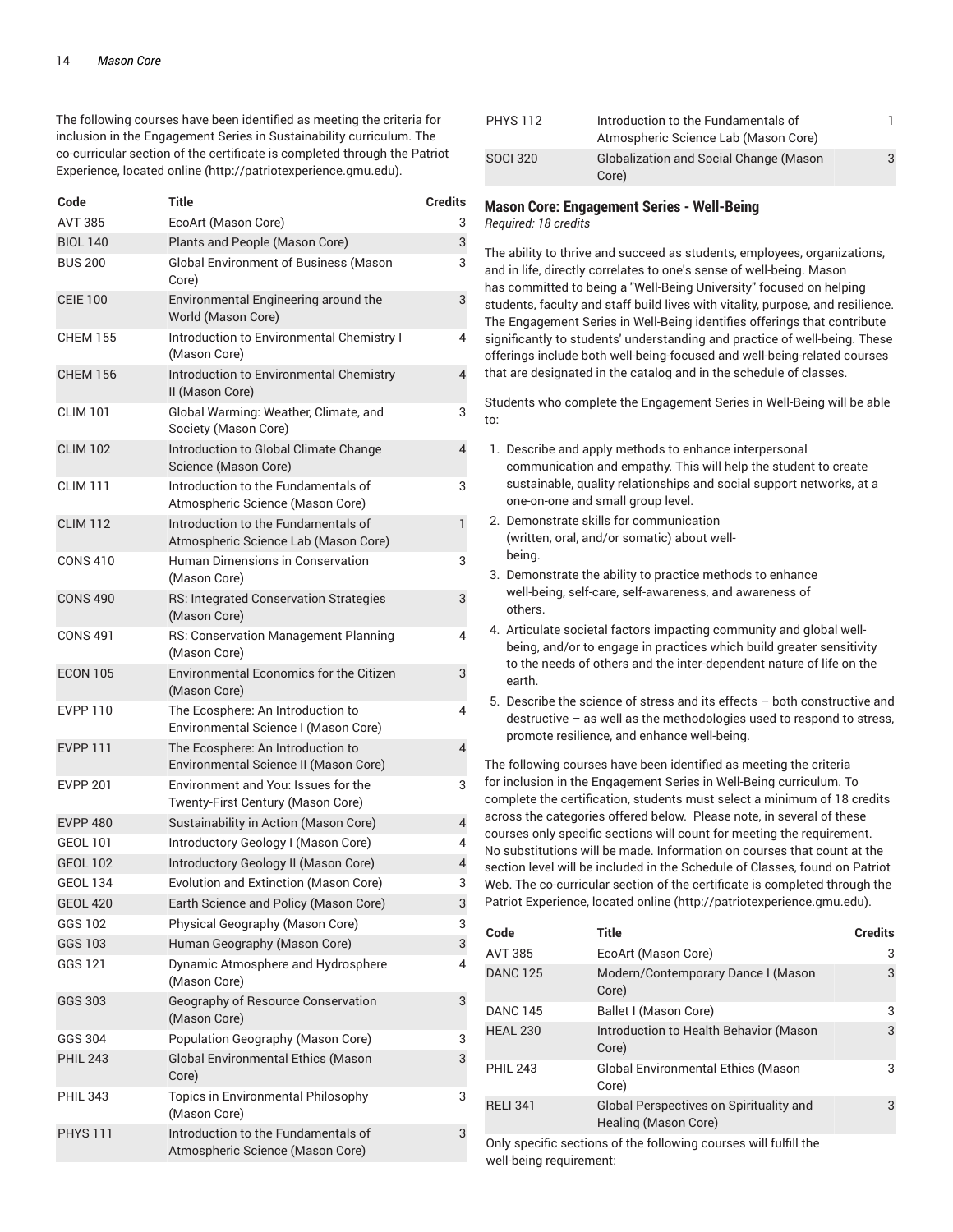The following courses have been identified as meeting the criteria for inclusion in the Engagement Series in Sustainability curriculum. The co-curricular section of the certificate is completed through the Patriot Experience, located online (http://patriotexperience.gmu.edu).

| Code | Title | Credits |
| --- | --- | --- |
| AVT 385 | EcoArt (Mason Core) | 3 |
| BIOL 140 | Plants and People (Mason Core) | 3 |
| BUS 200 | Global Environment of Business (Mason Core) | 3 |
| CEIE 100 | Environmental Engineering around the World (Mason Core) | 3 |
| CHEM 155 | Introduction to Environmental Chemistry I (Mason Core) | 4 |
| CHEM 156 | Introduction to Environmental Chemistry II (Mason Core) | 4 |
| CLIM 101 | Global Warming: Weather, Climate, and Society (Mason Core) | 3 |
| CLIM 102 | Introduction to Global Climate Change Science (Mason Core) | 4 |
| CLIM 111 | Introduction to the Fundamentals of Atmospheric Science (Mason Core) | 3 |
| CLIM 112 | Introduction to the Fundamentals of Atmospheric Science Lab (Mason Core) | 1 |
| CONS 410 | Human Dimensions in Conservation (Mason Core) | 3 |
| CONS 490 | RS: Integrated Conservation Strategies (Mason Core) | 3 |
| CONS 491 | RS: Conservation Management Planning (Mason Core) | 4 |
| ECON 105 | Environmental Economics for the Citizen (Mason Core) | 3 |
| EVPP 110 | The Ecosphere: An Introduction to Environmental Science I (Mason Core) | 4 |
| EVPP 111 | The Ecosphere: An Introduction to Environmental Science II (Mason Core) | 4 |
| EVPP 201 | Environment and You: Issues for the Twenty-First Century (Mason Core) | 3 |
| EVPP 480 | Sustainability in Action (Mason Core) | 4 |
| GEOL 101 | Introductory Geology I (Mason Core) | 4 |
| GEOL 102 | Introductory Geology II (Mason Core) | 4 |
| GEOL 134 | Evolution and Extinction (Mason Core) | 3 |
| GEOL 420 | Earth Science and Policy (Mason Core) | 3 |
| GGS 102 | Physical Geography (Mason Core) | 3 |
| GGS 103 | Human Geography (Mason Core) | 3 |
| GGS 121 | Dynamic Atmosphere and Hydrosphere (Mason Core) | 4 |
| GGS 303 | Geography of Resource Conservation (Mason Core) | 3 |
| GGS 304 | Population Geography (Mason Core) | 3 |
| PHIL 243 | Global Environmental Ethics (Mason Core) | 3 |
| PHIL 343 | Topics in Environmental Philosophy (Mason Core) | 3 |
| PHYS 111 | Introduction to the Fundamentals of Atmospheric Science (Mason Core) | 3 |
| PHYS 112 | Introduction to the Fundamentals of Atmospheric Science Lab (Mason Core) | 1 |
| SOCI 320 | Globalization and Social Change (Mason Core) | 3 |

## Mason Core: Engagement Series - Well-Being

*Required: 18 credits*

The ability to thrive and succeed as students, employees, organizations, and in life, directly correlates to one's sense of well-being. Mason has committed to being a "Well-Being University" focused on helping students, faculty and staff build lives with vitality, purpose, and resilience. The Engagement Series in Well-Being identifies offerings that contribute significantly to students' understanding and practice of well-being. These offerings include both well-being-focused and well-being-related courses that are designated in the catalog and in the schedule of classes.

Students who complete the Engagement Series in Well-Being will be able to:

1. Describe and apply methods to enhance interpersonal communication and empathy. This will help the student to create sustainable, quality relationships and social support networks, at a one-on-one and small group level.
2. Demonstrate skills for communication (written, oral, and/or somatic) about well-being.
3. Demonstrate the ability to practice methods to enhance well-being, self-care, self-awareness, and awareness of others.
4. Articulate societal factors impacting community and global well-being, and/or to engage in practices which build greater sensitivity to the needs of others and the inter-dependent nature of life on the earth.
5. Describe the science of stress and its effects – both constructive and destructive – as well as the methodologies used to respond to stress, promote resilience, and enhance well-being.

The following courses have been identified as meeting the criteria for inclusion in the Engagement Series in Well-Being curriculum. To complete the certification, students must select a minimum of 18 credits across the categories offered below. Please note, in several of these courses only specific sections will count for meeting the requirement. No substitutions will be made. Information on courses that count at the section level will be included in the Schedule of Classes, found on Patriot Web. The co-curricular section of the certificate is completed through the Patriot Experience, located online (http://patriotexperience.gmu.edu).

| Code | Title | Credits |
| --- | --- | --- |
| AVT 385 | EcoArt (Mason Core) | 3 |
| DANC 125 | Modern/Contemporary Dance I (Mason Core) | 3 |
| DANC 145 | Ballet I (Mason Core) | 3 |
| HEAL 230 | Introduction to Health Behavior (Mason Core) | 3 |
| PHIL 243 | Global Environmental Ethics (Mason Core) | 3 |
| RELI 341 | Global Perspectives on Spirituality and Healing (Mason Core) | 3 |

Only specific sections of the following courses will fulfill the well-being requirement: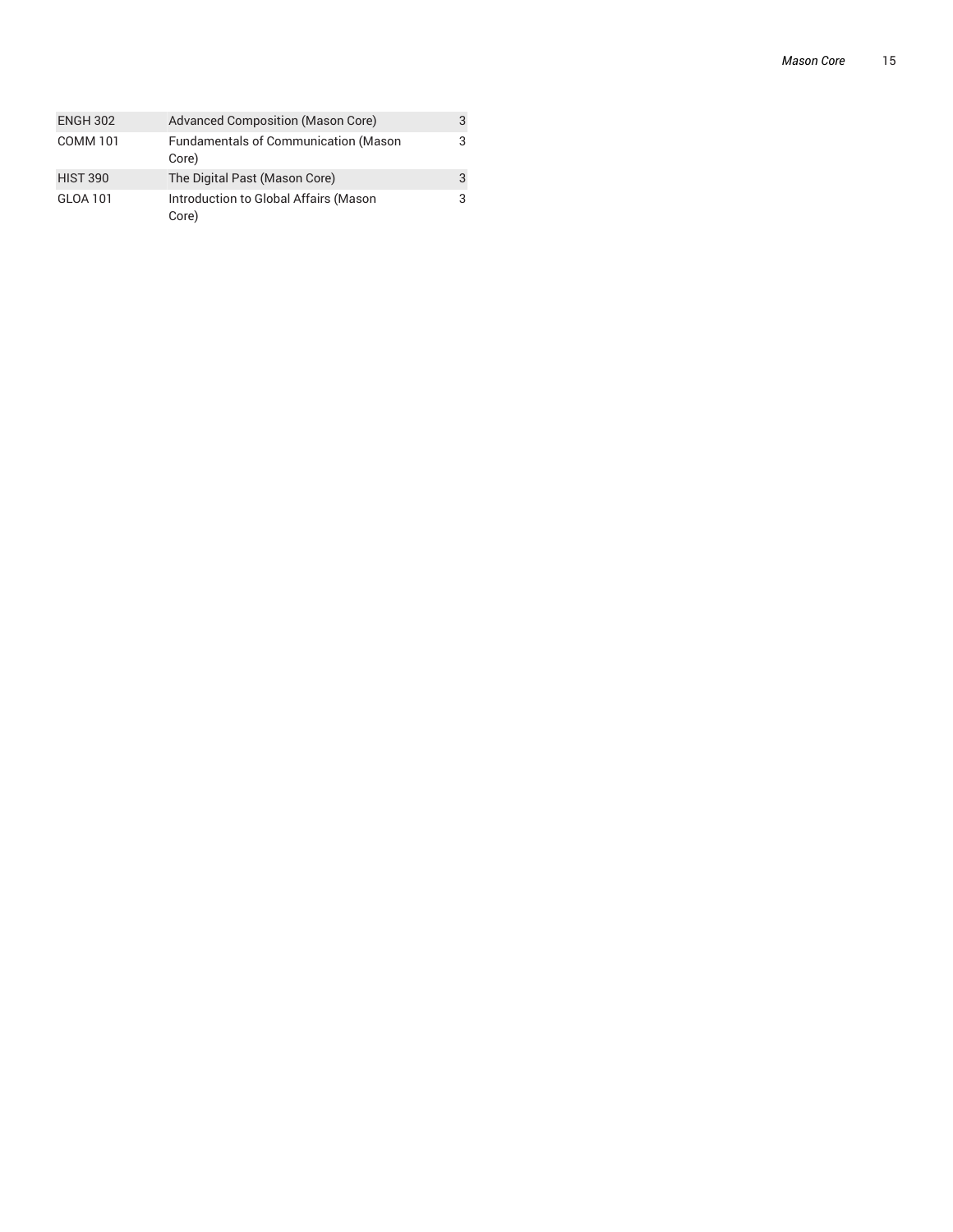| | | |
|---|---|---|
| ENGH 302 | Advanced Composition (Mason Core) | 3 |
| COMM 101 | Fundamentals of Communication (Mason Core) | 3 |
| HIST 390 | The Digital Past (Mason Core) | 3 |
| GLOA 101 | Introduction to Global Affairs (Mason Core) | 3 |